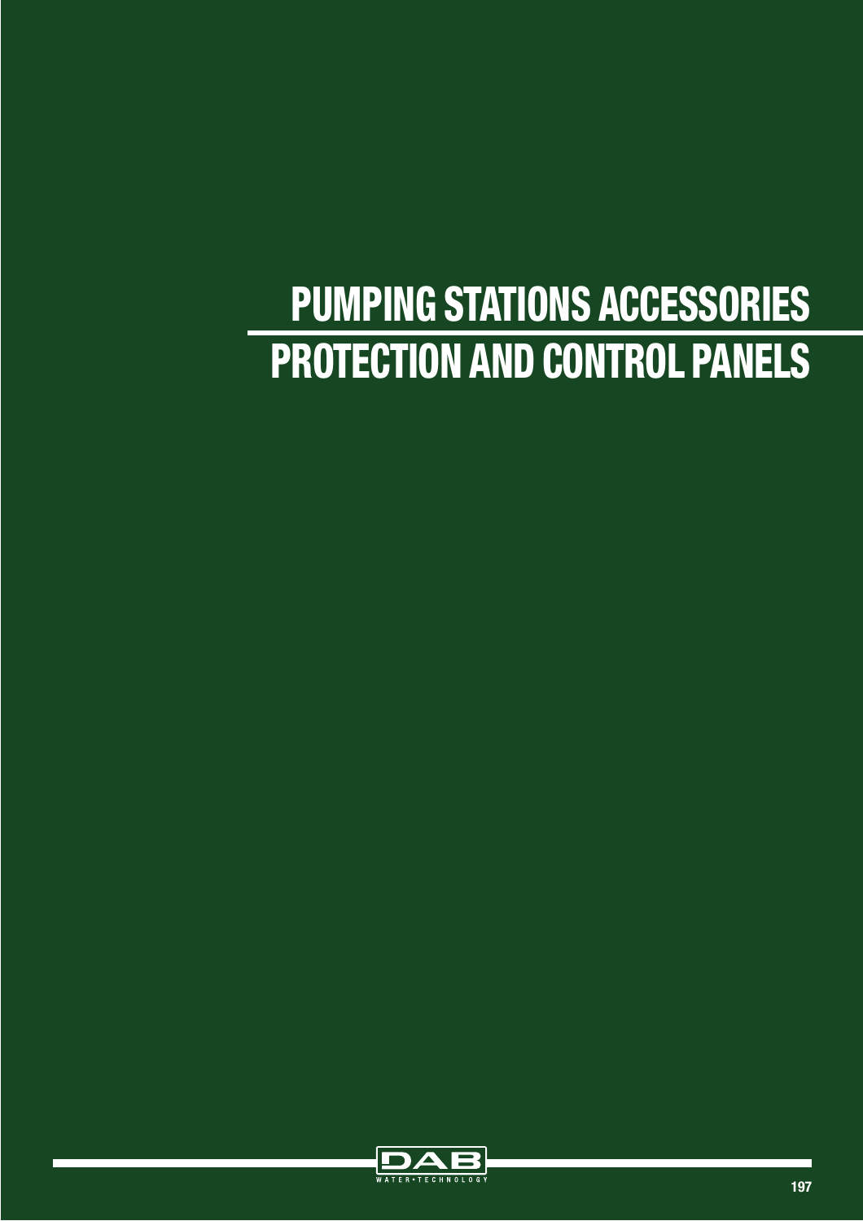# PUMPING STATIONS ACCESSORIES

# PROTECTION AND CONTROL PANELS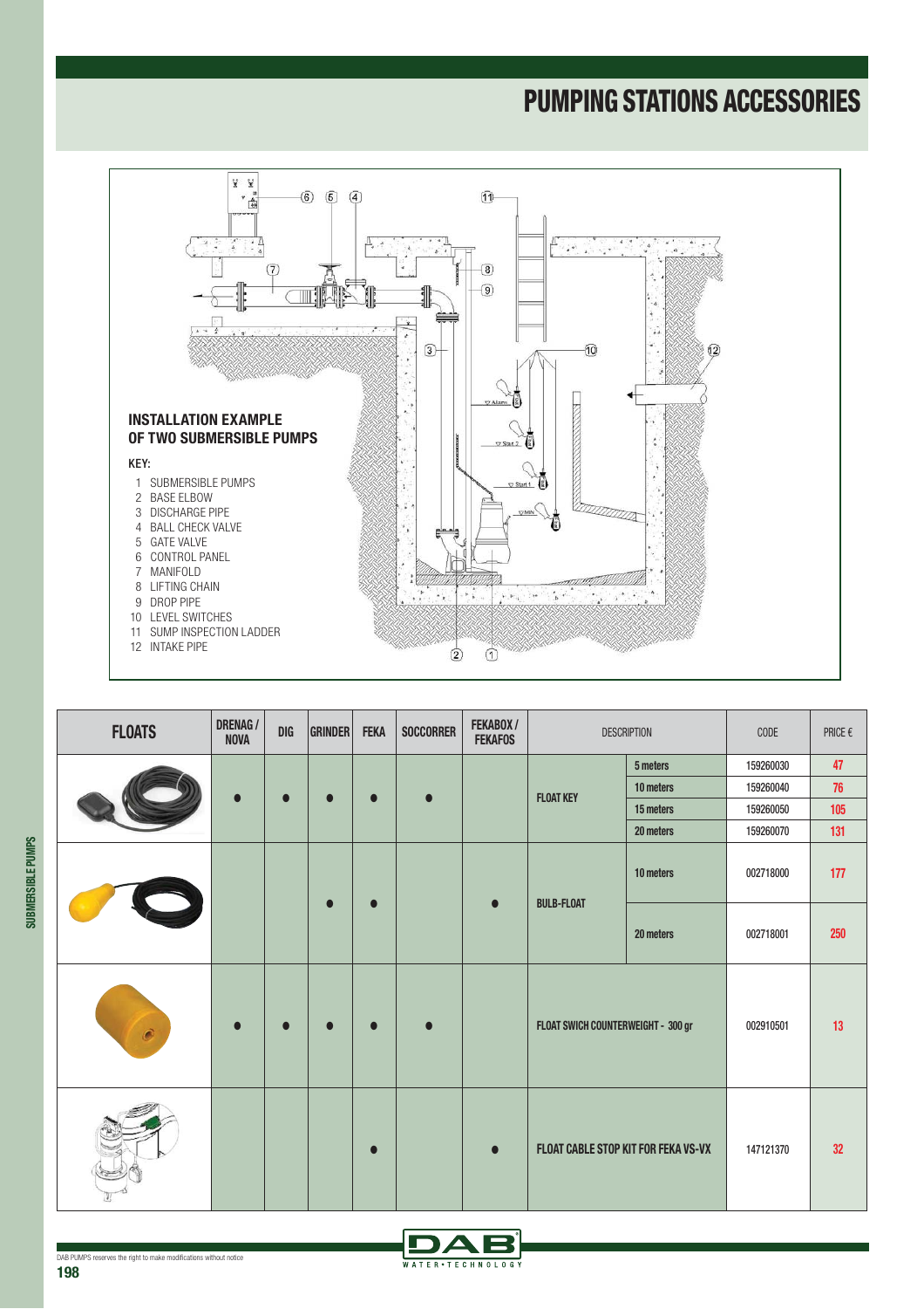# PUMPING STATIONS ACCESSORIES

### INSTALLATION EXAMPLE OF TWO SUBMERSIBLE PUMPS

KEY:

1. SUBMERSIBLE PUMPS
2. BASE ELBOW
3. DISCHARGE PIPE
4. BALL CHECK VALVE
5. GATE VALVE
6. CONTROL PANEL
7. MANIFOLD
8. LIFTING CHAIN
9. DROP PIPE
10. LEVEL SWITCHES
11. SUMP INSPECTION LADDER
12. INTAKE PIPE

| FLOATS | DRENAG / NOVA | DIG | GRINDER | FEKA | SOCCORRER | FEKABOX / FEKAFOS | DESCRIPTION | | CODE | PRICE € |
|---|---|---|---|---|---|---|---|---|---|---|
| | ● | ● | ● | ● | ● | | FLOAT KEY | 5 meters | 159260030 | 47 |
| | | | | | | | | 10 meters | 159260040 | 76 |
| | | | | | | | | 15 meters | 159260050 | 105 |
| | | | | | | | | 20 meters | 159260070 | 131 |
| | | | ● | ● | | ● | BULB-FLOAT | 10 meters | 002718000 | 177 |
| | | | | | | | | 20 meters | 002718001 | 250 |
| | ● | ● | ● | ● | ● | | FLOAT SWICH COUNTERWEIGHT - 300 gr | | 002910501 | 13 |
| | | | | ● | | ● | FLOAT CABLE STOP KIT FOR FEKA VS-VX | | 147121370 | 32 |

DAB PUMPS reserves the right to make modifications without notice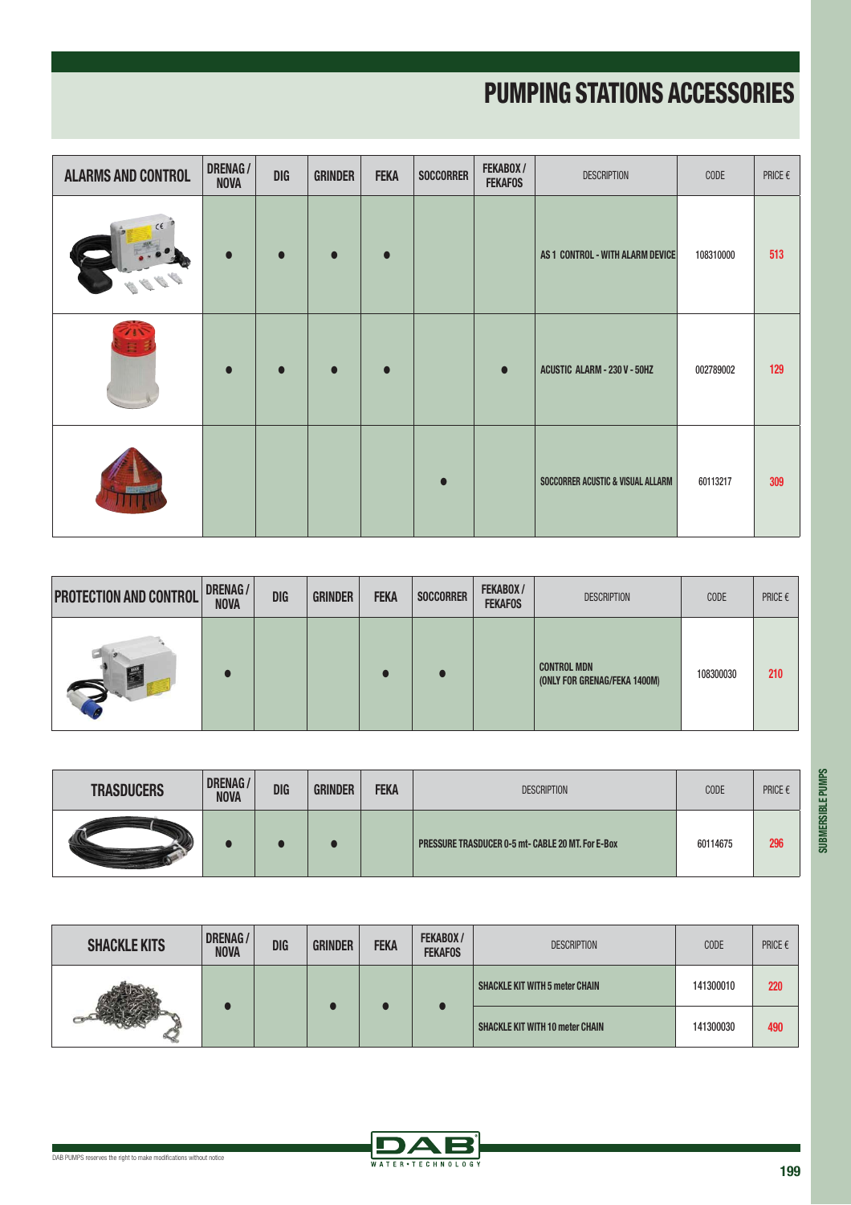# PUMPING STATIONS ACCESSORIES

| ALARMS AND CONTROL | DRENAG / NOVA | DIG | GRINDER | FEKA | SOCCORRER | FEKABOX / FEKAFOS | DESCRIPTION | CODE | PRICE € |
|---|---|---|---|---|---|---|---|---|---|
| | ● | ● | ● | ● | | | AS 1 CONTROL - WITH ALARM DEVICE | 108310000 | 513 |
| | ● | ● | ● | ● | | ● | ACUSTIC ALARM - 230 V - 50HZ | 002789002 | 129 |
| | | | | | ● | | SOCCORRER ACUSTIC & VISUAL ALLARM | 60113217 | 309 |

| PROTECTION AND CONTROL | DRENAG / NOVA | DIG | GRINDER | FEKA | SOCCORRER | FEKABOX / FEKAFOS | DESCRIPTION | CODE | PRICE € |
|---|---|---|---|---|---|---|---|---|---|
| | ● | | | ● | ● | | CONTROL MDN (ONLY FOR GRENAG/FEKA 1400M) | 108300030 | 210 |

| TRASDUCERS | DRENAG / NOVA | DIG | GRINDER | FEKA | DESCRIPTION | CODE | PRICE € |
|---|---|---|---|---|---|---|---|
| | ● | ● | ● | | PRESSURE TRASDUCER 0-5 mt- CABLE 20 MT. For E-Box | 60114675 | 296 |

| SHACKLE KITS | DRENAG / NOVA | DIG | GRINDER | FEKA | FEKABOX / FEKAFOS | DESCRIPTION | CODE | PRICE € |
|---|---|---|---|---|---|---|---|---|
| | ● | | ● | ● | ● | SHACKLE KIT WITH 5 meter CHAIN | 141300010 | 220 |
| | | | | | | SHACKLE KIT WITH 10 meter CHAIN | 141300030 | 490 |

DAB PUMPS reserves the right to make modifications without notice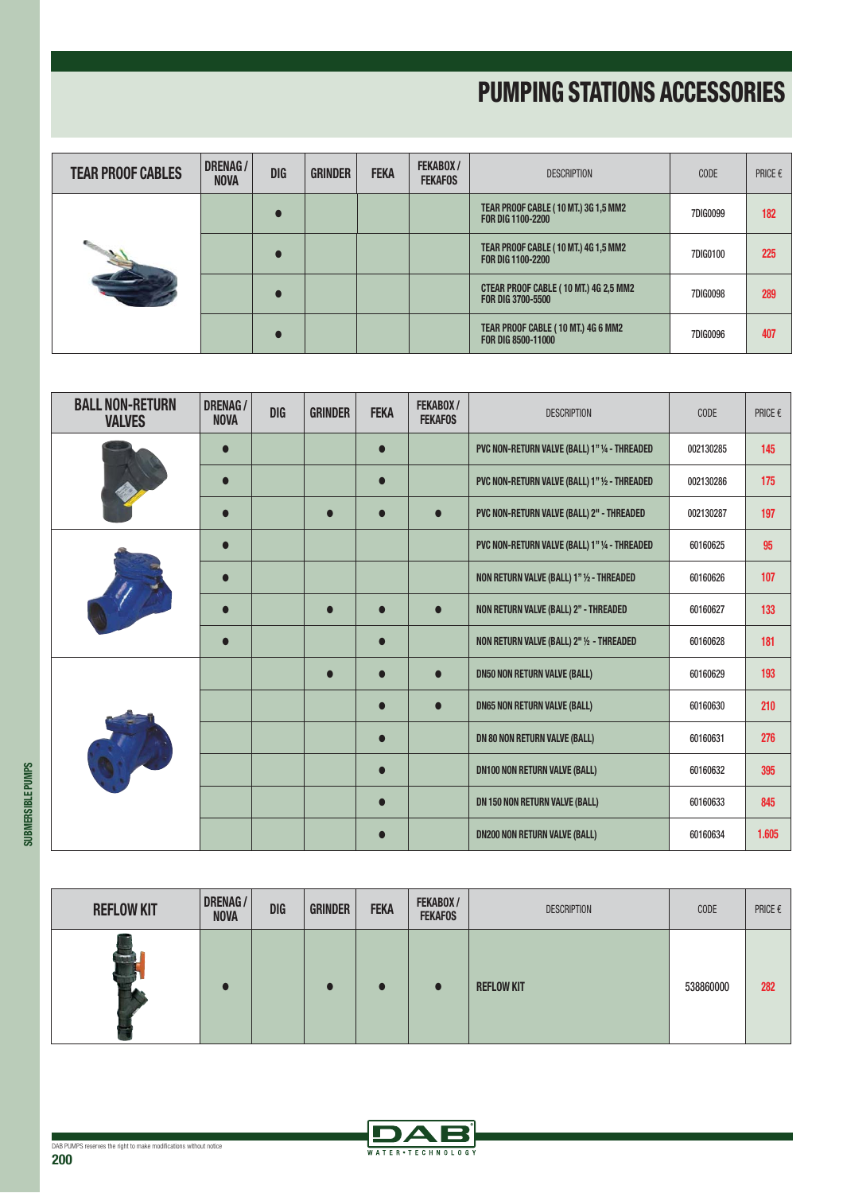# PUMPING STATIONS ACCESSORIES

| TEAR PROOF CABLES | DRENAG / NOVA | DIG | GRINDER | FEKA | FEKABOX / FEKAFOS | DESCRIPTION | CODE | PRICE € |
|---|---|---|---|---|---|---|---|---|
| | | ● | | | | TEAR PROOF CABLE ( 10 MT.) 3G 1,5 MM2 FOR DIG 1100-2200 | 7DIG0099 | 182 |
| | | ● | | | | TEAR PROOF CABLE ( 10 MT.) 4G 1,5 MM2 FOR DIG 1100-2200 | 7DIG0100 | 225 |
| | | ● | | | | CTEAR PROOF CABLE ( 10 MT.) 4G 2,5 MM2 FOR DIG 3700-5500 | 7DIG0098 | 289 |
| | | ● | | | | TEAR PROOF CABLE ( 10 MT.) 4G 6 MM2 FOR DIG 8500-11000 | 7DIG0096 | 407 |

| BALL NON-RETURN VALVES | DRENAG / NOVA | DIG | GRINDER | FEKA | FEKABOX / FEKAFOS | DESCRIPTION | CODE | PRICE € |
|---|---|---|---|---|---|---|---|---|
| | ● | | | ● | | PVC NON-RETURN VALVE (BALL) 1" ¼ - THREADED | 002130285 | 145 |
| | ● | | | ● | | PVC NON-RETURN VALVE (BALL) 1" ½ - THREADED | 002130286 | 175 |
| | ● | | ● | ● | ● | PVC NON-RETURN VALVE (BALL) 2" - THREADED | 002130287 | 197 |
| | ● | | | | | PVC NON-RETURN VALVE (BALL) 1" ¼ - THREADED | 60160625 | 95 |
| | ● | | | | | NON RETURN VALVE (BALL) 1" ½ - THREADED | 60160626 | 107 |
| | ● | | ● | ● | ● | NON RETURN VALVE (BALL) 2" - THREADED | 60160627 | 133 |
| | ● | | | ● | | NON RETURN VALVE (BALL) 2" ½ - THREADED | 60160628 | 181 |
| | | | ● | ● | ● | DN50 NON RETURN VALVE (BALL) | 60160629 | 193 |
| | | | | ● | ● | DN65 NON RETURN VALVE (BALL) | 60160630 | 210 |
| | | | | ● | | DN 80 NON RETURN VALVE (BALL) | 60160631 | 276 |
| | | | | ● | | DN100 NON RETURN VALVE (BALL) | 60160632 | 395 |
| | | | | ● | | DN 150 NON RETURN VALVE (BALL) | 60160633 | 845 |
| | | | | ● | | DN200 NON RETURN VALVE (BALL) | 60160634 | 1.605 |

| REFLOW KIT | DRENAG / NOVA | DIG | GRINDER | FEKA | FEKABOX / FEKAFOS | DESCRIPTION | CODE | PRICE € |
|---|---|---|---|---|---|---|---|---|
| | ● | | ● | ● | ● | REFLOW KIT | 538860000 | 282 |

DAB PUMPS reserves the right to make modifications without notice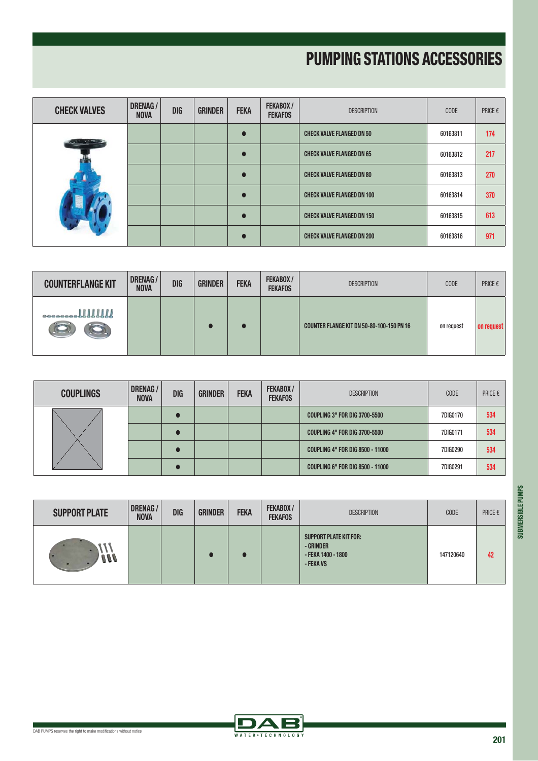# PUMPING STATIONS ACCESSORIES

| CHECK VALVES | DRENAG / NOVA | DIG | GRINDER | FEKA | FEKABOX / FEKAFOS | DESCRIPTION | CODE | PRICE € |
|---|---|---|---|---|---|---|---|---|
| | | | | ● | | CHECK VALVE FLANGED DN 50 | 60163811 | 174 |
| | | | | ● | | CHECK VALVE FLANGED DN 65 | 60163812 | 217 |
| | | | | ● | | CHECK VALVE FLANGED DN 80 | 60163813 | 270 |
| | | | | ● | | CHECK VALVE FLANGED DN 100 | 60163814 | 370 |
| | | | | ● | | CHECK VALVE FLANGED DN 150 | 60163815 | 613 |
| | | | | ● | | CHECK VALVE FLANGED DN 200 | 60163816 | 971 |

| COUNTERFLANGE KIT | DRENAG / NOVA | DIG | GRINDER | FEKA | FEKABOX / FEKAFOS | DESCRIPTION | CODE | PRICE € |
|---|---|---|---|---|---|---|---|---|
| | | | ● | ● | | COUNTER FLANGE KIT DN 50-80-100-150 PN 16 | on request | on request |

| COUPLINGS | DRENAG / NOVA | DIG | GRINDER | FEKA | FEKABOX / FEKAFOS | DESCRIPTION | CODE | PRICE € |
|---|---|---|---|---|---|---|---|---|
| | | ● | | | | COUPLING 3" FOR DIG 3700-5500 | 7DIG0170 | 534 |
| | | ● | | | | COUPLING 4" FOR DIG 3700-5500 | 7DIG0171 | 534 |
| | | ● | | | | COUPLING 4" FOR DIG 8500 - 11000 | 7DIG0290 | 534 |
| | | ● | | | | COUPLING 6" FOR DIG 8500 - 11000 | 7DIG0291 | 534 |

| SUPPORT PLATE | DRENAG / NOVA | DIG | GRINDER | FEKA | FEKABOX / FEKAFOS | DESCRIPTION | CODE | PRICE € |
|---|---|---|---|---|---|---|---|---|
| | | | ● | ● | | SUPPORT PLATE KIT FOR: - GRINDER - FEKA 1400 - 1800 - FEKA VS | 147120640 | 42 |

DAB PUMPS reserves the right to make modifications without notice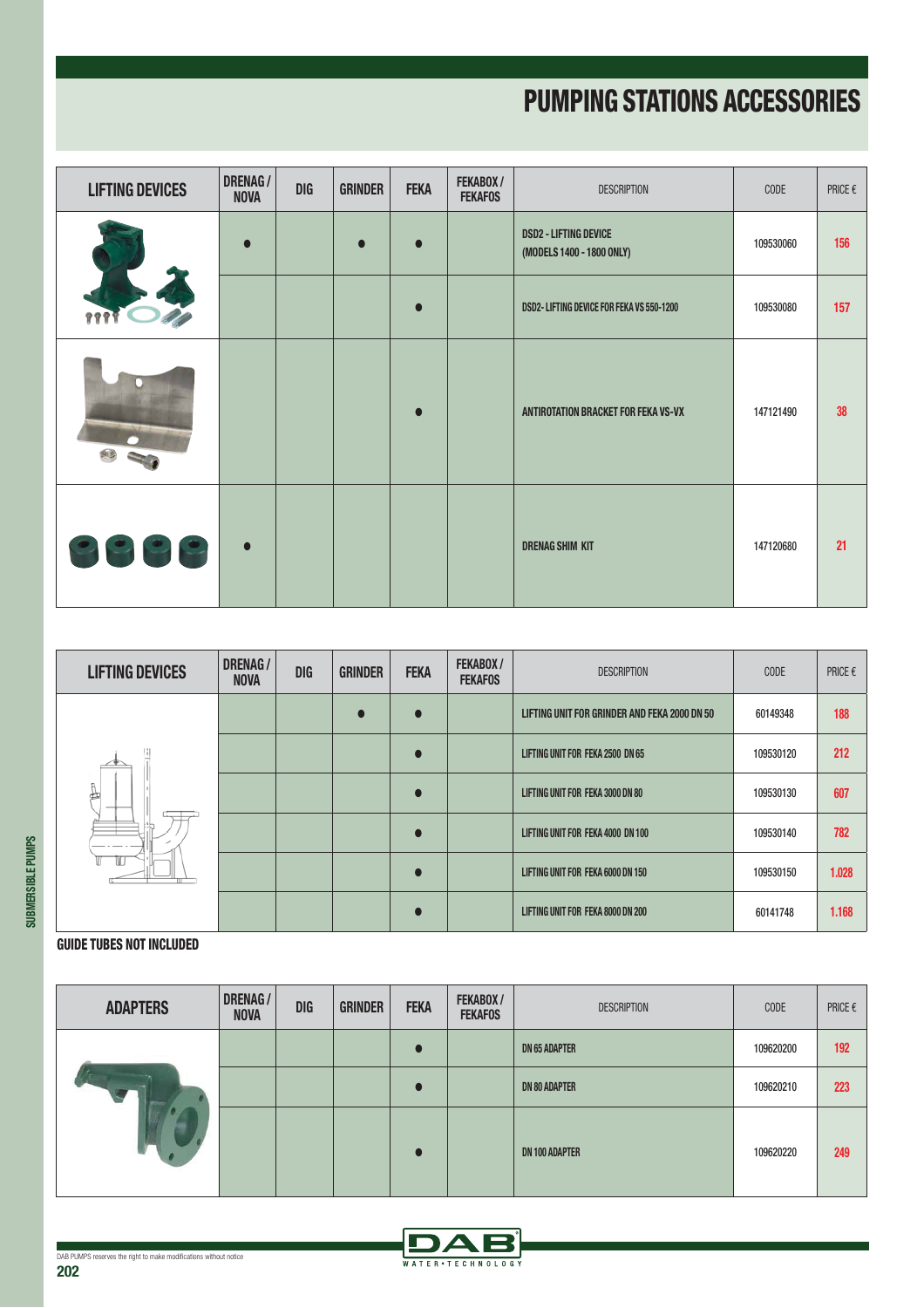# PUMPING STATIONS ACCESSORIES

| LIFTING DEVICES | DRENAG / NOVA | DIG | GRINDER | FEKA | FEKABOX / FEKAFOS | DESCRIPTION | CODE | PRICE € |
|---|---|---|---|---|---|---|---|---|
| | ● | | ● | ● | | DSD2 - LIFTING DEVICE (MODELS 1400 - 1800 ONLY) | 109530060 | 156 |
| | | | | ● | | DSD2- LIFTING DEVICE FOR FEKA VS 550-1200 | 109530080 | 157 |
| | | | | ● | | ANTIROTATION BRACKET FOR FEKA VS-VX | 147121490 | 38 |
| | ● | | | | | DRENAG SHIM KIT | 147120680 | 21 |

| LIFTING DEVICES | DRENAG / NOVA | DIG | GRINDER | FEKA | FEKABOX / FEKAFOS | DESCRIPTION | CODE | PRICE € |
|---|---|---|---|---|---|---|---|---|
| | | | ● | ● | | LIFTING UNIT FOR GRINDER AND FEKA 2000 DN 50 | 60149348 | 188 |
| | | | | ● | | LIFTING UNIT FOR FEKA 2500 DN 65 | 109530120 | 212 |
| | | | | ● | | LIFTING UNIT FOR FEKA 3000 DN 80 | 109530130 | 607 |
| | | | | ● | | LIFTING UNIT FOR FEKA 4000 DN 100 | 109530140 | 782 |
| | | | | ● | | LIFTING UNIT FOR FEKA 6000 DN 150 | 109530150 | 1.028 |
| | | | | ● | | LIFTING UNIT FOR FEKA 8000 DN 200 | 60141748 | 1.168 |

**GUIDE TUBES NOT INCLUDED**

| ADAPTERS | DRENAG / NOVA | DIG | GRINDER | FEKA | FEKABOX / FEKAFOS | DESCRIPTION | CODE | PRICE € |
|---|---|---|---|---|---|---|---|---|
| | | | | ● | | DN 65 ADAPTER | 109620200 | 192 |
| | | | | ● | | DN 80 ADAPTER | 109620210 | 223 |
| | | | | ● | | DN 100 ADAPTER | 109620220 | 249 |

DAB PUMPS reserves the right to make modifications without notice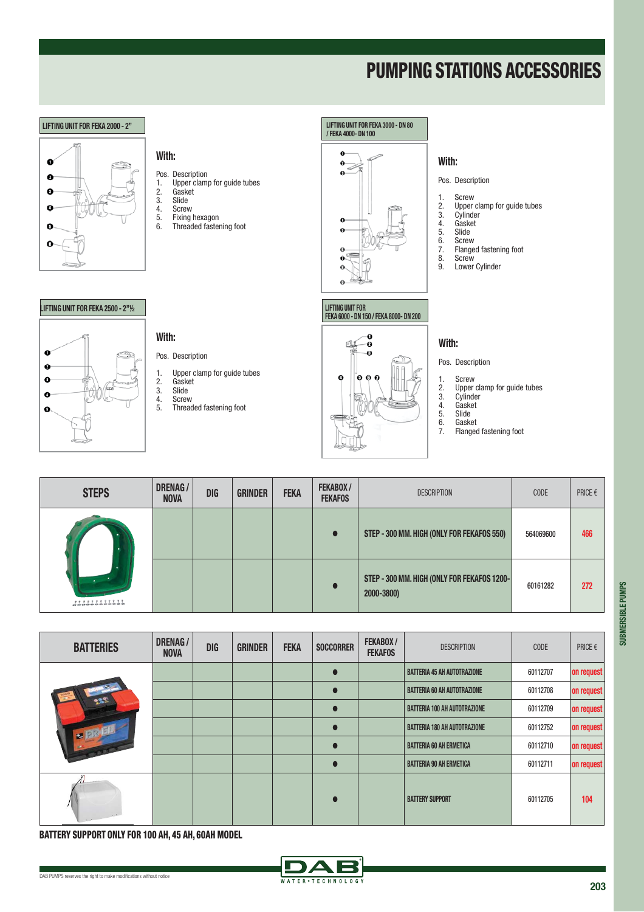# PUMPING STATIONS ACCESSORIES

## LIFTING UNIT FOR FEKA 2000 - 2"

**With:**

Pos. Description
1. Upper clamp for guide tubes
2. Gasket
3. Slide
4. Screw
5. Fixing hexagon
6. Threaded fastening foot

## LIFTING UNIT FOR FEKA 3000 - DN 80 / FEKA 4000- DN 100

**With:**

Pos. Description

1. Screw
2. Upper clamp for guide tubes
3. Cylinder
4. Gasket
5. Slide
6. Screw
7. Flanged fastening foot
8. Screw
9. Lower Cylinder

## LIFTING UNIT FOR FEKA 2500 - 2"½

**With:**

Pos. Description

1. Upper clamp for guide tubes
2. Gasket
3. Slide
4. Screw
5. Threaded fastening foot

## LIFTING UNIT FOR FEKA 6000 - DN 150 / FEKA 8000- DN 200

**With:**

Pos. Description

1. Screw
2. Upper clamp for guide tubes
3. Cylinder
4. Gasket
5. Slide
6. Gasket
7. Flanged fastening foot

| STEPS | DRENAG / NOVA | DIG | GRINDER | FEKA | FEKABOX / FEKAFOS | DESCRIPTION | CODE | PRICE € |
|---|---|---|---|---|---|---|---|---|
| | | | | | ● | STEP - 300 MM. HIGH (ONLY FOR FEKAFOS 550) | 564069600 | 466 |
| | | | | | ● | STEP - 300 MM. HIGH (ONLY FOR FEKAFOS 1200-2000-3800) | 60161282 | 272 |

| BATTERIES | DRENAG / NOVA | DIG | GRINDER | FEKA | SOCCORRER | FEKABOX / FEKAFOS | DESCRIPTION | CODE | PRICE € |
|---|---|---|---|---|---|---|---|---|---|
| | | | | | ● | | BATTERIA 45 AH AUTOTRAZIONE | 60112707 | on request |
| | | | | | ● | | BATTERIA 60 AH AUTOTRAZIONE | 60112708 | on request |
| | | | | | ● | | BATTERIA 100 AH AUTOTRAZIONE | 60112709 | on request |
| | | | | | ● | | BATTERIA 180 AH AUTOTRAZIONE | 60112752 | on request |
| | | | | | ● | | BATTERIA 60 AH ERMETICA | 60112710 | on request |
| | | | | | ● | | BATTERIA 90 AH ERMETICA | 60112711 | on request |
| | | | | | ● | | BATTERY SUPPORT | 60112705 | 104 |

**BATTERY SUPPORT ONLY FOR 100 AH, 45 AH, 60AH MODEL**

DAB PUMPS reserves the right to make modifications without notice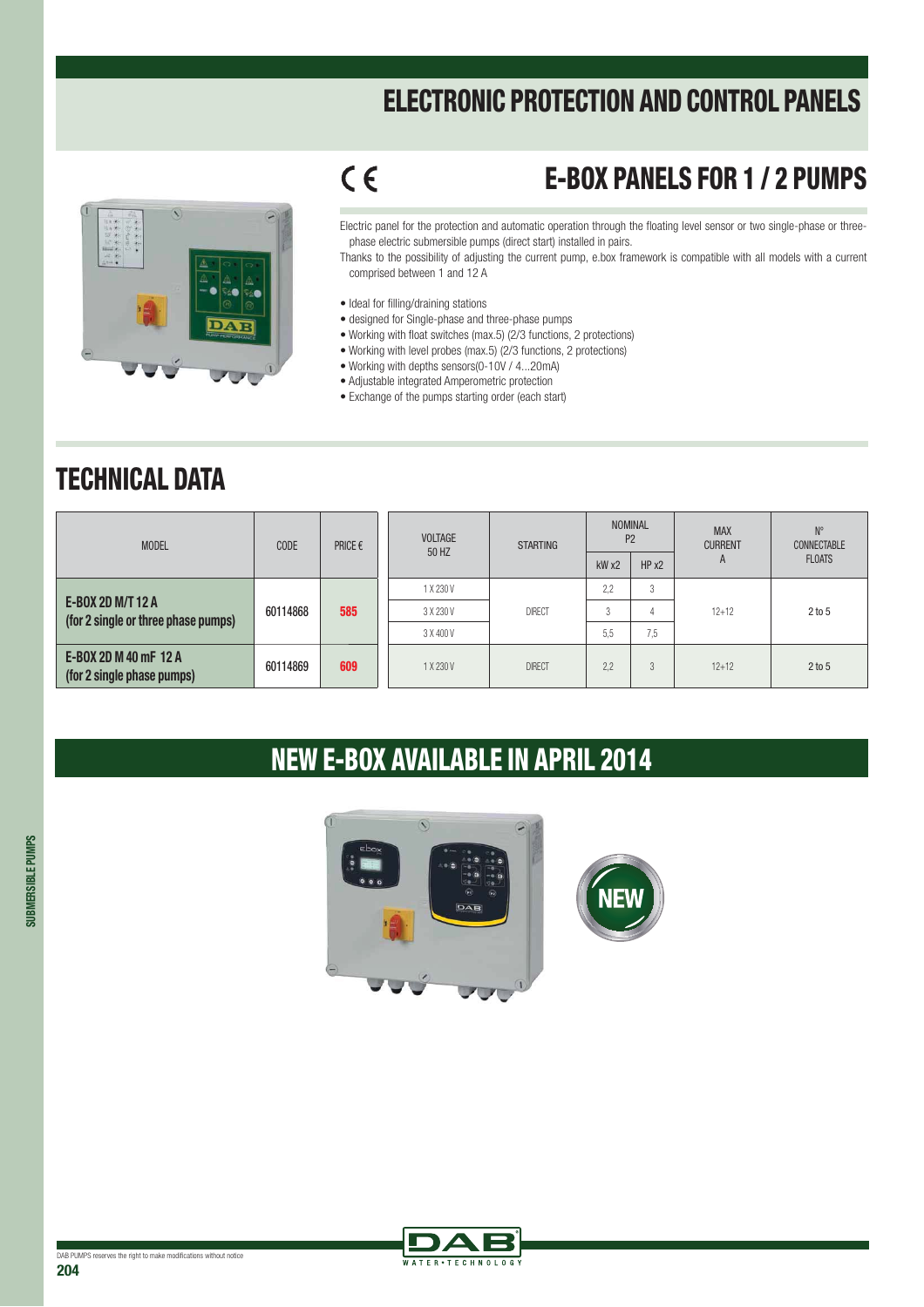# ELECTRONIC PROTECTION AND CONTROL PANELS

## E-BOX PANELS FOR 1 / 2 PUMPS

Electric panel for the protection and automatic operation through the floating level sensor or two single-phase or three-phase electric submersible pumps (direct start) installed in pairs.

Thanks to the possibility of adjusting the current pump, e.box framework is compatible with all models with a current comprised between 1 and 12 A

- Ideal for filling/draining stations
- designed for Single-phase and three-phase pumps
- Working with float switches (max.5) (2/3 functions, 2 protections)
- Working with level probes (max.5) (2/3 functions, 2 protections)
- Working with depths sensors(0-10V / 4...20mA)
- Adjustable integrated Amperometric protection
- Exchange of the pumps starting order (each start)

# TECHNICAL DATA

| MODEL | CODE | PRICE € | VOLTAGE 50 HZ | STARTING | NOMINAL P2 | | MAX CURRENT A | N° CONNECTABLE FLOATS |
|---|---|---|---|---|---|---|---|---|
| | | | | | kW x2 | HP x2 | | |
| **E-BOX 2D M/T 12 A (for 2 single or three phase pumps)** | 60114868 | **585** | 1 X 230 V | DIRECT | 2,2 | 3 | 12+12 | 2 to 5 |
| | | | 3 X 230 V | | 3 | 4 | | |
| | | | 3 X 400 V | | 5,5 | 7,5 | | |
| **E-BOX 2D M 40 mF 12 A (for 2 single phase pumps)** | 60114869 | **609** | 1 X 230 V | DIRECT | 2,2 | 3 | 12+12 | 2 to 5 |

# NEW E-BOX AVAILABLE IN APRIL 2014

NEW

DAB PUMPS reserves the right to make modifications without notice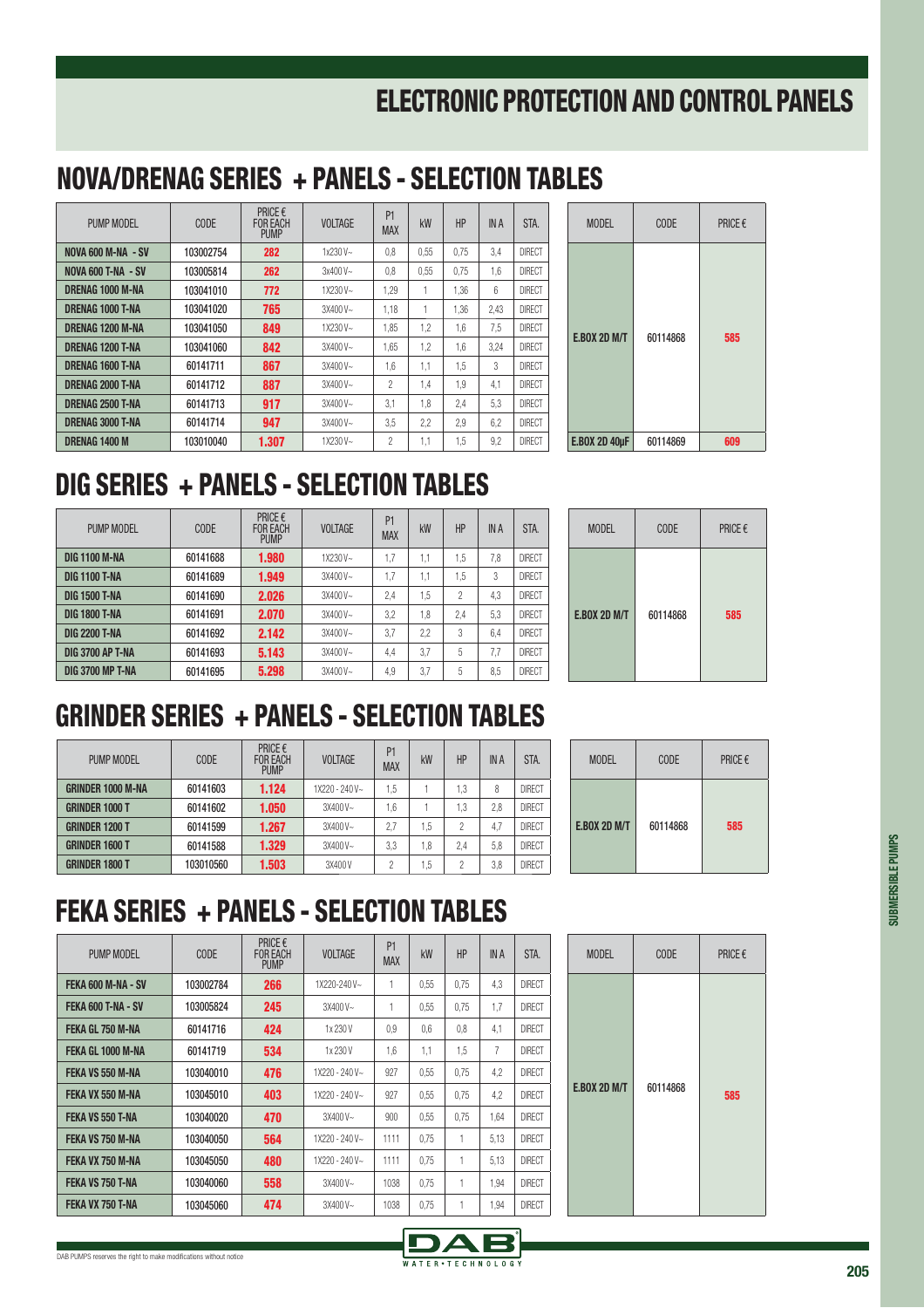# ELECTRONIC PROTECTION AND CONTROL PANELS

## NOVA/DRENAG SERIES + PANELS - SELECTION TABLES

| PUMP MODEL | CODE | PRICE € FOR EACH PUMP | VOLTAGE | P1 MAX | kW | HP | IN A | STA. |
|---|---|---|---|---|---|---|---|---|
| **NOVA 600 M-NA - SV** | 103002754 | **282** | 1x230 V~ | 0,8 | 0,55 | 0,75 | 3,4 | DIRECT |
| **NOVA 600 T-NA - SV** | 103005814 | **262** | 3x400 V~ | 0,8 | 0,55 | 0,75 | 1,6 | DIRECT |
| **DRENAG 1000 M-NA** | 103041010 | **772** | 1X230 V~ | 1,29 | 1 | 1,36 | 6 | DIRECT |
| **DRENAG 1000 T-NA** | 103041020 | **765** | 3X400 V~ | 1,18 | 1 | 1,36 | 2,43 | DIRECT |
| **DRENAG 1200 M-NA** | 103041050 | **849** | 1X230 V~ | 1,85 | 1,2 | 1,6 | 7,5 | DIRECT |
| **DRENAG 1200 T-NA** | 103041060 | **842** | 3X400 V~ | 1,65 | 1,2 | 1,6 | 3,24 | DIRECT |
| **DRENAG 1600 T-NA** | 60141711 | **867** | 3X400 V~ | 1,6 | 1,1 | 1,5 | 3 | DIRECT |
| **DRENAG 2000 T-NA** | 60141712 | **887** | 3X400 V~ | 2 | 1,4 | 1,9 | 4,1 | DIRECT |
| **DRENAG 2500 T-NA** | 60141713 | **917** | 3X400 V~ | 3,1 | 1,8 | 2,4 | 5,3 | DIRECT |
| **DRENAG 3000 T-NA** | 60141714 | **947** | 3X400 V~ | 3,5 | 2,2 | 2,9 | 6,2 | DIRECT |
| **DRENAG 1400 M** | 103010040 | **1.307** | 1X230 V~ | 2 | 1,1 | 1,5 | 9,2 | DIRECT |

| MODEL | CODE | PRICE € |
|---|---|---|
| **E.BOX 2D M/T** | 60114868 | **585** |
| **E.BOX 2D 40µF** | 60114869 | **609** |

## DIG SERIES + PANELS - SELECTION TABLES

| PUMP MODEL | CODE | PRICE € FOR EACH PUMP | VOLTAGE | P1 MAX | kW | HP | IN A | STA. |
|---|---|---|---|---|---|---|---|---|
| **DIG 1100 M-NA** | 60141688 | **1.980** | 1X230 V~ | 1,7 | 1,1 | 1,5 | 7,8 | DIRECT |
| **DIG 1100 T-NA** | 60141689 | **1.949** | 3X400 V~ | 1,7 | 1,1 | 1,5 | 3 | DIRECT |
| **DIG 1500 T-NA** | 60141690 | **2.026** | 3X400 V~ | 2,4 | 1,5 | 2 | 4,3 | DIRECT |
| **DIG 1800 T-NA** | 60141691 | **2.070** | 3X400 V~ | 3,2 | 1,8 | 2,4 | 5,3 | DIRECT |
| **DIG 2200 T-NA** | 60141692 | **2.142** | 3X400 V~ | 3,7 | 2,2 | 3 | 6,4 | DIRECT |
| **DIG 3700 AP T-NA** | 60141693 | **5.143** | 3X400 V~ | 4,4 | 3,7 | 5 | 7,7 | DIRECT |
| **DIG 3700 MP T-NA** | 60141695 | **5.298** | 3X400 V~ | 4,9 | 3,7 | 5 | 8,5 | DIRECT |

| MODEL | CODE | PRICE € |
|---|---|---|
| **E.BOX 2D M/T** | 60114868 | **585** |

## GRINDER SERIES + PANELS - SELECTION TABLES

| PUMP MODEL | CODE | PRICE € FOR EACH PUMP | VOLTAGE | P1 MAX | kW | HP | IN A | STA. |
|---|---|---|---|---|---|---|---|---|
| **GRINDER 1000 M-NA** | 60141603 | **1.124** | 1X220 - 240 V~ | 1,5 | 1 | 1,3 | 8 | DIRECT |
| **GRINDER 1000 T** | 60141602 | **1.050** | 3X400 V~ | 1,6 | 1 | 1,3 | 2,8 | DIRECT |
| **GRINDER 1200 T** | 60141599 | **1.267** | 3X400 V~ | 2,7 | 1,5 | 2 | 4,7 | DIRECT |
| **GRINDER 1600 T** | 60141588 | **1.329** | 3X400 V~ | 3,3 | 1,8 | 2,4 | 5,8 | DIRECT |
| **GRINDER 1800 T** | 103010560 | **1.503** | 3X400 V | 2 | 1,5 | 2 | 3,8 | DIRECT |

| MODEL | CODE | PRICE € |
|---|---|---|
| **E.BOX 2D M/T** | 60114868 | **585** |

## FEKA SERIES + PANELS - SELECTION TABLES

| PUMP MODEL | CODE | PRICE € FOR EACH PUMP | VOLTAGE | P1 MAX | kW | HP | IN A | STA. |
|---|---|---|---|---|---|---|---|---|
| **FEKA 600 M-NA - SV** | 103002784 | **266** | 1X220-240 V~ | 1 | 0,55 | 0,75 | 4,3 | DIRECT |
| **FEKA 600 T-NA - SV** | 103005824 | **245** | 3X400 V~ | 1 | 0,55 | 0,75 | 1,7 | DIRECT |
| **FEKA GL 750 M-NA** | 60141716 | **424** | 1x 230 V | 0,9 | 0,6 | 0,8 | 4,1 | DIRECT |
| **FEKA GL 1000 M-NA** | 60141719 | **534** | 1x 230 V | 1,6 | 1,1 | 1,5 | 7 | DIRECT |
| **FEKA VS 550 M-NA** | 103040010 | **476** | 1X220 - 240 V~ | 927 | 0,55 | 0,75 | 4,2 | DIRECT |
| **FEKA VX 550 M-NA** | 103045010 | **403** | 1X220 - 240 V~ | 927 | 0,55 | 0,75 | 4,2 | DIRECT |
| **FEKA VS 550 T-NA** | 103040020 | **470** | 3X400 V~ | 900 | 0,55 | 0,75 | 1,64 | DIRECT |
| **FEKA VS 750 M-NA** | 103040050 | **564** | 1X220 - 240 V~ | 1111 | 0,75 | 1 | 5,13 | DIRECT |
| **FEKA VX 750 M-NA** | 103045050 | **480** | 1X220 - 240 V~ | 1111 | 0,75 | 1 | 5,13 | DIRECT |
| **FEKA VS 750 T-NA** | 103040060 | **558** | 3X400 V~ | 1038 | 0,75 | 1 | 1,94 | DIRECT |
| **FEKA VX 750 T-NA** | 103045060 | **474** | 3X400 V~ | 1038 | 0,75 | 1 | 1,94 | DIRECT |

| MODEL | CODE | PRICE € |
|---|---|---|
| **E.BOX 2D M/T** | 60114868 | **585** |

DAB PUMPS reserves the right to make modifications without notice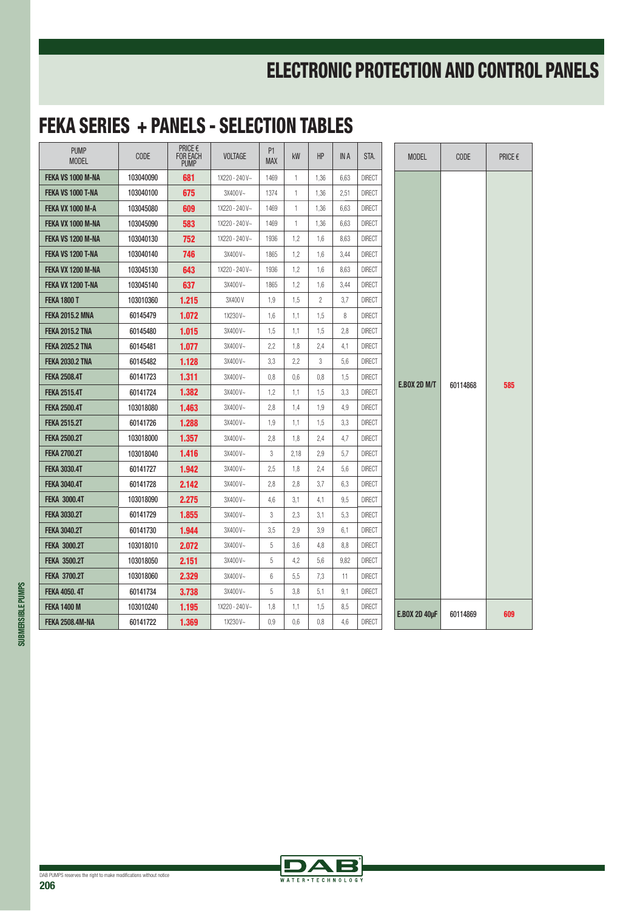# ELECTRONIC PROTECTION AND CONTROL PANELS

## FEKA SERIES + PANELS - SELECTION TABLES

| PUMP MODEL | CODE | PRICE € FOR EACH PUMP | VOLTAGE | P1 MAX | kW | HP | IN A | STA. | MODEL | CODE | PRICE € |
|---|---|---|---|---|---|---|---|---|---|---|---|
| FEKA VS 1000 M-NA | 103040090 | 681 | 1X220 - 240 V~ | 1469 | 1 | 1,36 | 6,63 | DIRECT | E.BOX 2D M/T | 60114868 | 585 |
| FEKA VS 1000 T-NA | 103040100 | 675 | 3X400 V~ | 1374 | 1 | 1,36 | 2,51 | DIRECT | | | |
| FEKA VX 1000 M-A | 103045080 | 609 | 1X220 - 240 V~ | 1469 | 1 | 1,36 | 6,63 | DIRECT | | | |
| FEKA VX 1000 M-NA | 103045090 | 583 | 1X220 - 240 V~ | 1469 | 1 | 1,36 | 6,63 | DIRECT | | | |
| FEKA VS 1200 M-NA | 103040130 | 752 | 1X220 - 240 V~ | 1936 | 1,2 | 1,6 | 8,63 | DIRECT | | | |
| FEKA VS 1200 T-NA | 103040140 | 746 | 3X400 V~ | 1865 | 1,2 | 1,6 | 3,44 | DIRECT | | | |
| FEKA VX 1200 M-NA | 103045130 | 643 | 1X220 - 240 V~ | 1936 | 1,2 | 1,6 | 8,63 | DIRECT | | | |
| FEKA VX 1200 T-NA | 103045140 | 637 | 3X400 V~ | 1865 | 1,2 | 1,6 | 3,44 | DIRECT | | | |
| FEKA 1800 T | 103010360 | 1.215 | 3X400 V | 1,9 | 1,5 | 2 | 3,7 | DIRECT | | | |
| FEKA 2015.2 MNA | 60145479 | 1.072 | 1X230 V~ | 1,6 | 1,1 | 1,5 | 8 | DIRECT | | | |
| FEKA 2015.2 TNA | 60145480 | 1.015 | 3X400 V~ | 1,5 | 1,1 | 1,5 | 2,8 | DIRECT | | | |
| FEKA 2025.2 TNA | 60145481 | 1.077 | 3X400 V~ | 2,2 | 1,8 | 2,4 | 4,1 | DIRECT | | | |
| FEKA 2030.2 TNA | 60145482 | 1.128 | 3X400 V~ | 3,3 | 2,2 | 3 | 5,6 | DIRECT | | | |
| FEKA 2508.4T | 60141723 | 1.311 | 3X400 V~ | 0,8 | 0,6 | 0,8 | 1,5 | DIRECT | | | |
| FEKA 2515.4T | 60141724 | 1.382 | 3X400 V~ | 1,2 | 1,1 | 1,5 | 3,3 | DIRECT | | | |
| FEKA 2500.4T | 103018080 | 1.463 | 3X400 V~ | 2,8 | 1,4 | 1,9 | 4,9 | DIRECT | | | |
| FEKA 2515.2T | 60141726 | 1.288 | 3X400 V~ | 1,9 | 1,1 | 1,5 | 3,3 | DIRECT | | | |
| FEKA 2500.2T | 103018000 | 1.357 | 3X400 V~ | 2,8 | 1,8 | 2,4 | 4,7 | DIRECT | | | |
| FEKA 2700.2T | 103018040 | 1.416 | 3X400 V~ | 3 | 2,18 | 2,9 | 5,7 | DIRECT | | | |
| FEKA 3030.4T | 60141727 | 1.942 | 3X400 V~ | 2,5 | 1,8 | 2,4 | 5,6 | DIRECT | | | |
| FEKA 3040.4T | 60141728 | 2.142 | 3X400 V~ | 2,8 | 2,8 | 3,7 | 6,3 | DIRECT | | | |
| FEKA 3000.4T | 103018090 | 2.275 | 3X400 V~ | 4,6 | 3,1 | 4,1 | 9,5 | DIRECT | | | |
| FEKA 3030.2T | 60141729 | 1.855 | 3X400 V~ | 3 | 2,3 | 3,1 | 5,3 | DIRECT | | | |
| FEKA 3040.2T | 60141730 | 1.944 | 3X400 V~ | 3,5 | 2,9 | 3,9 | 6,1 | DIRECT | | | |
| FEKA 3000.2T | 103018010 | 2.072 | 3X400 V~ | 5 | 3,6 | 4,8 | 8,8 | DIRECT | | | |
| FEKA 3500.2T | 103018050 | 2.151 | 3X400 V~ | 5 | 4,2 | 5,6 | 9,82 | DIRECT | | | |
| FEKA 3700.2T | 103018060 | 2.329 | 3X400 V~ | 6 | 5,5 | 7,3 | 11 | DIRECT | | | |
| FEKA 4050. 4T | 60141734 | 3.738 | 3X400 V~ | 5 | 3,8 | 5,1 | 9,1 | DIRECT | | | |
| FEKA 1400 M | 103010240 | 1.195 | 1X220 - 240 V~ | 1,8 | 1,1 | 1,5 | 8,5 | DIRECT | E.BOX 2D 40µF | 60114869 | 609 |
| FEKA 2508.4M-NA | 60141722 | 1.369 | 1X230 V~ | 0,9 | 0,6 | 0,8 | 4,6 | DIRECT | | | |

DAB PUMPS reserves the right to make modifications without notice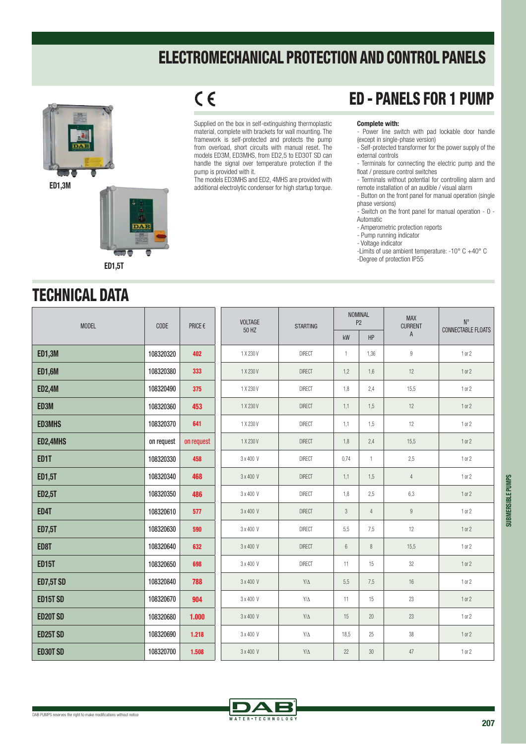# ELECTROMECHANICAL PROTECTION AND CONTROL PANELS

ED1,3M

ED1,5T

CE

## ED - PANELS FOR 1 PUMP

Supplied on the box in self-extinguishing thermoplastic material, complete with brackets for wall mounting. The framework is self-protected and protects the pump from overload, short circuits with manual reset. The models ED3M, ED3MHS, from ED2,5 to ED30T SD can handle the signal over temperature protection if the pump is provided with it.
The models ED3MHS and ED2, 4MHS are provided with additional electrolytic condenser for high startup torque.

**Complete with:**

- Power line switch with pad lockable door handle (except in single-phase version)
- Self-protected transformer for the power supply of the external controls
- Terminals for connecting the electric pump and the float / pressure control switches
- Terminals without potential for controlling alarm and remote installation of an audible / visual alarm
- Button on the front panel for manual operation (single phase versions)
- Switch on the front panel for manual operation - 0 - Automatic
- Amperometric protection reports
- Pump running indicator
- Voltage indicator
- Limits of use ambient temperature: -10° C +40° C
- Degree of protection IP55

## TECHNICAL DATA

| MODEL | CODE | PRICE € | VOLTAGE 50 HZ | STARTING | NOMINAL P2 | | MAX CURRENT A | N° CONNECTABLE FLOATS |
|---|---|---|---|---|---|---|---|---|
| | | | | | kW | HP | | |
| **ED1,3M** | 108320320 | **402** | 1 X 230 V | DIRECT | 1 | 1,36 | 9 | 1 or 2 |
| **ED1,6M** | 108320380 | **333** | 1 X 230 V | DIRECT | 1,2 | 1,6 | 12 | 1 or 2 |
| **ED2,4M** | 108320490 | **375** | 1 X 230 V | DIRECT | 1,8 | 2,4 | 15,5 | 1 or 2 |
| **ED3M** | 108320360 | **453** | 1 X 230 V | DIRECT | 1,1 | 1,5 | 12 | 1 or 2 |
| **ED3MHS** | 108320370 | **641** | 1 X 230 V | DIRECT | 1,1 | 1,5 | 12 | 1 or 2 |
| **ED2,4MHS** | on request | on request | 1 X 230 V | DIRECT | 1,8 | 2,4 | 15,5 | 1 or 2 |
| **ED1T** | 108320330 | **458** | 3 x 400 V | DIRECT | 0,74 | 1 | 2,5 | 1 or 2 |
| **ED1,5T** | 108320340 | **468** | 3 x 400 V | DIRECT | 1,1 | 1,5 | 4 | 1 or 2 |
| **ED2,5T** | 108320350 | **486** | 3 x 400 V | DIRECT | 1,8 | 2,5 | 6,3 | 1 or 2 |
| **ED4T** | 108320610 | **577** | 3 x 400 V | DIRECT | 3 | 4 | 9 | 1 or 2 |
| **ED7,5T** | 108320630 | **590** | 3 x 400 V | DIRECT | 5,5 | 7,5 | 12 | 1 or 2 |
| **ED8T** | 108320640 | **632** | 3 x 400 V | DIRECT | 6 | 8 | 15,5 | 1 or 2 |
| **ED15T** | 108320650 | **698** | 3 x 400 V | DIRECT | 11 | 15 | 32 | 1 or 2 |
| **ED7,5T SD** | 108320840 | **788** | 3 x 400 V | Y/Δ | 5,5 | 7,5 | 16 | 1 or 2 |
| **ED15T SD** | 108320670 | **904** | 3 x 400 V | Y/Δ | 11 | 15 | 23 | 1 or 2 |
| **ED20T SD** | 108320680 | **1.000** | 3 x 400 V | Y/Δ | 15 | 20 | 23 | 1 or 2 |
| **ED25T SD** | 108320690 | **1.218** | 3 x 400 V | Y/Δ | 18,5 | 25 | 38 | 1 or 2 |
| **ED30T SD** | 108320700 | **1.508** | 3 x 400 V | Y/Δ | 22 | 30 | 47 | 1 or 2 |

DAB PUMPS reserves the right to make modifications without notice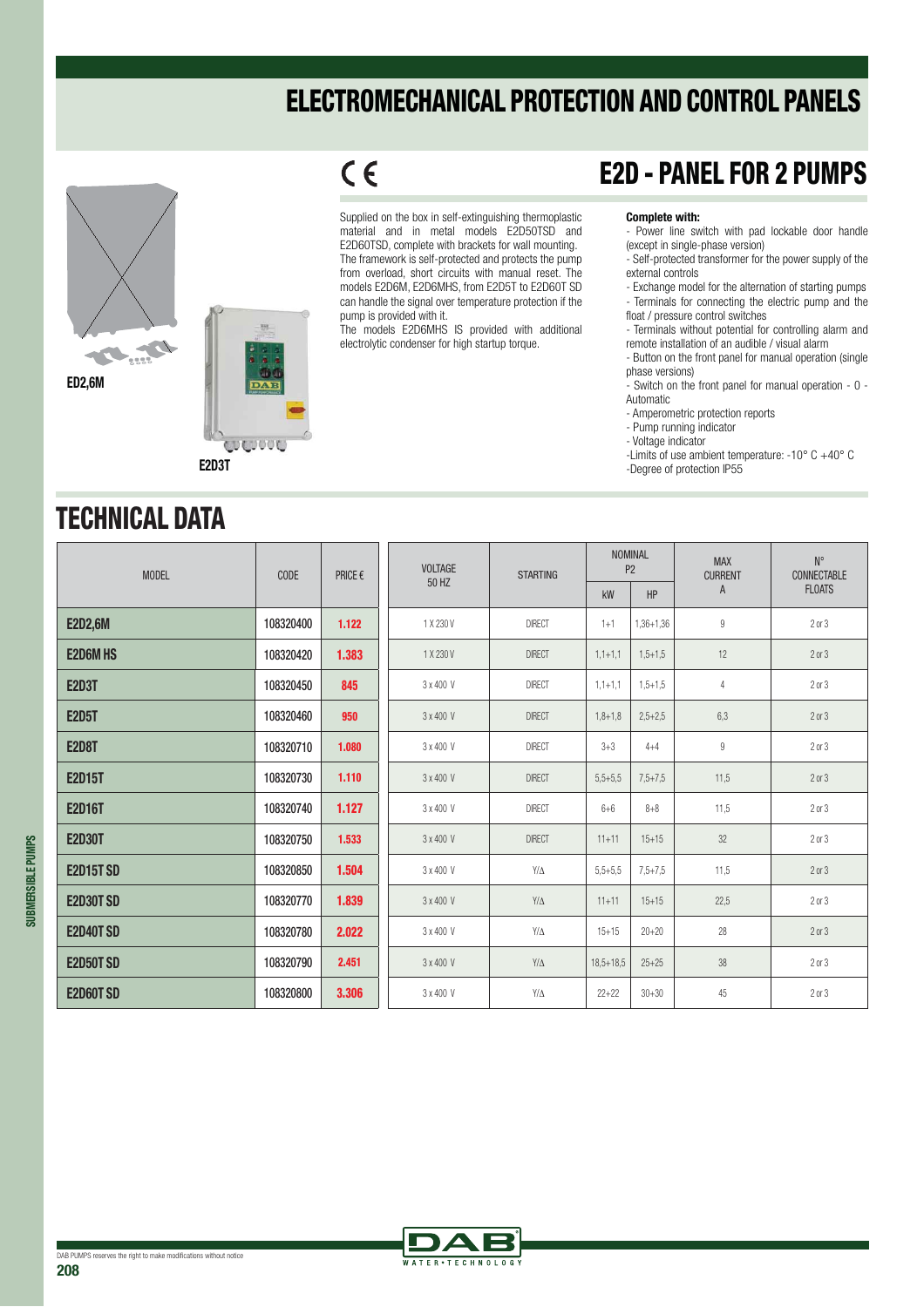# ELECTROMECHANICAL PROTECTION AND CONTROL PANELS

## E2D - PANEL FOR 2 PUMPS

ED2,6M

E2D3T

Supplied on the box in self-extinguishing thermoplastic material and in metal models E2D50TSD and E2D60TSD, complete with brackets for wall mounting. The framework is self-protected and protects the pump from overload, short circuits with manual reset. The models E2D6M, E2D6MHS, from E2D5T to E2D60T SD can handle the signal over temperature protection if the pump is provided with it.
The models E2D6MHS IS provided with additional electrolytic condenser for high startup torque.

**Complete with:**
- Power line switch with pad lockable door handle (except in single-phase version)
- Self-protected transformer for the power supply of the external controls
- Exchange model for the alternation of starting pumps
- Terminals for connecting the electric pump and the float / pressure control switches
- Terminals without potential for controlling alarm and remote installation of an audible / visual alarm
- Button on the front panel for manual operation (single phase versions)
- Switch on the front panel for manual operation - 0 - Automatic
- Amperometric protection reports
- Pump running indicator
- Voltage indicator
-Limits of use ambient temperature: -10° C +40° C
-Degree of protection IP55

## TECHNICAL DATA

| MODEL | CODE | PRICE € | VOLTAGE 50 HZ | STARTING | NOMINAL P2 | | MAX CURRENT A | N° CONNECTABLE FLOATS |
|---|---|---|---|---|---|---|---|---|
| | | | | | kW | HP | | |
| **E2D2,6M** | 108320400 | **1.122** | 1 X 230 V | DIRECT | 1+1 | 1,36+1,36 | 9 | 2 or 3 |
| **E2D6M HS** | 108320420 | **1.383** | 1 X 230 V | DIRECT | 1,1+1,1 | 1,5+1,5 | 12 | 2 or 3 |
| **E2D3T** | 108320450 | **845** | 3 x 400 V | DIRECT | 1,1+1,1 | 1,5+1,5 | 4 | 2 or 3 |
| **E2D5T** | 108320460 | **950** | 3 x 400 V | DIRECT | 1,8+1,8 | 2,5+2,5 | 6,3 | 2 or 3 |
| **E2D8T** | 108320710 | **1.080** | 3 x 400 V | DIRECT | 3+3 | 4+4 | 9 | 2 or 3 |
| **E2D15T** | 108320730 | **1.110** | 3 x 400 V | DIRECT | 5,5+5,5 | 7,5+7,5 | 11,5 | 2 or 3 |
| **E2D16T** | 108320740 | **1.127** | 3 x 400 V | DIRECT | 6+6 | 8+8 | 11,5 | 2 or 3 |
| **E2D30T** | 108320750 | **1.533** | 3 x 400 V | DIRECT | 11+11 | 15+15 | 32 | 2 or 3 |
| **E2D15T SD** | 108320850 | **1.504** | 3 x 400 V | Y/Δ | 5,5+5,5 | 7,5+7,5 | 11,5 | 2 or 3 |
| **E2D30T SD** | 108320770 | **1.839** | 3 x 400 V | Y/Δ | 11+11 | 15+15 | 22,5 | 2 or 3 |
| **E2D40T SD** | 108320780 | **2.022** | 3 x 400 V | Y/Δ | 15+15 | 20+20 | 28 | 2 or 3 |
| **E2D50T SD** | 108320790 | **2.451** | 3 x 400 V | Y/Δ | 18,5+18,5 | 25+25 | 38 | 2 or 3 |
| **E2D60T SD** | 108320800 | **3.306** | 3 x 400 V | Y/Δ | 22+22 | 30+30 | 45 | 2 or 3 |

DAB PUMPS reserves the right to make modifications without notice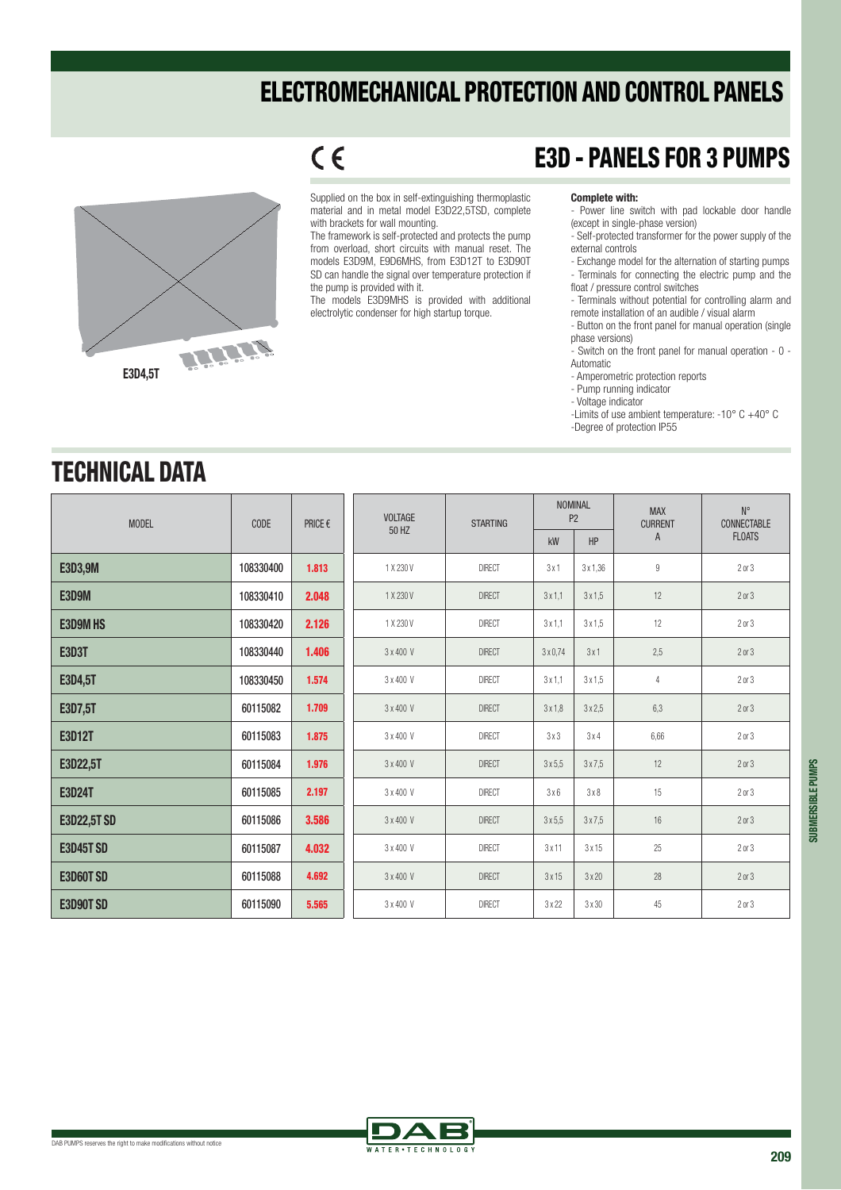# ELECTROMECHANICAL PROTECTION AND CONTROL PANELS

## E3D - PANELS FOR 3 PUMPS

E3D4,5T

Supplied on the box in self-extinguishing thermoplastic material and in metal model E3D22,5TSD, complete with brackets for wall mounting.
The framework is self-protected and protects the pump from overload, short circuits with manual reset. The models E3D9M, E9D6MHS, from E3D12T to E3D90T SD can handle the signal over temperature protection if the pump is provided with it.
The models E3D9MHS is provided with additional electrolytic condenser for high startup torque.

**Complete with:**

- Power line switch with pad lockable door handle (except in single-phase version)
- Self-protected transformer for the power supply of the external controls
- Exchange model for the alternation of starting pumps
- Terminals for connecting the electric pump and the float / pressure control switches
- Terminals without potential for controlling alarm and remote installation of an audible / visual alarm
- Button on the front panel for manual operation (single phase versions)
- Switch on the front panel for manual operation - 0 - Automatic
- Amperometric protection reports
- Pump running indicator
- Voltage indicator
- Limits of use ambient temperature: -10° C +40° C
- Degree of protection IP55

## TECHNICAL DATA

| MODEL | CODE | PRICE € | VOLTAGE 50 HZ | STARTING | NOMINAL P2 | | MAX CURRENT A | N° CONNECTABLE FLOATS |
|---|---|---|---|---|---|---|---|---|
| | | | | | kW | HP | | |
| **E3D3,9M** | 108330400 | **1.813** | 1 X 230 V | DIRECT | 3 x 1 | 3 x 1,36 | 9 | 2 or 3 |
| **E3D9M** | 108330410 | **2.048** | 1 X 230 V | DIRECT | 3 x 1,1 | 3 x 1,5 | 12 | 2 or 3 |
| **E3D9M HS** | 108330420 | **2.126** | 1 X 230 V | DIRECT | 3 x 1,1 | 3 x 1,5 | 12 | 2 or 3 |
| **E3D3T** | 108330440 | **1.406** | 3 x 400 V | DIRECT | 3 x 0,74 | 3 x 1 | 2,5 | 2 or 3 |
| **E3D4,5T** | 108330450 | **1.574** | 3 x 400 V | DIRECT | 3 x 1,1 | 3 x 1,5 | 4 | 2 or 3 |
| **E3D7,5T** | 60115082 | **1.709** | 3 x 400 V | DIRECT | 3 x 1,8 | 3 x 2,5 | 6,3 | 2 or 3 |
| **E3D12T** | 60115083 | **1.875** | 3 x 400 V | DIRECT | 3 x 3 | 3 x 4 | 6,66 | 2 or 3 |
| **E3D22,5T** | 60115084 | **1.976** | 3 x 400 V | DIRECT | 3 x 5,5 | 3 x 7,5 | 12 | 2 or 3 |
| **E3D24T** | 60115085 | **2.197** | 3 x 400 V | DIRECT | 3 x 6 | 3 x 8 | 15 | 2 or 3 |
| **E3D22,5T SD** | 60115086 | **3.586** | 3 x 400 V | DIRECT | 3 x 5,5 | 3 x 7,5 | 16 | 2 or 3 |
| **E3D45T SD** | 60115087 | **4.032** | 3 x 400 V | DIRECT | 3 x 11 | 3 x 15 | 25 | 2 or 3 |
| **E3D60T SD** | 60115088 | **4.692** | 3 x 400 V | DIRECT | 3 x 15 | 3 x 20 | 28 | 2 or 3 |
| **E3D90T SD** | 60115090 | **5.565** | 3 x 400 V | DIRECT | 3 x 22 | 3 x 30 | 45 | 2 or 3 |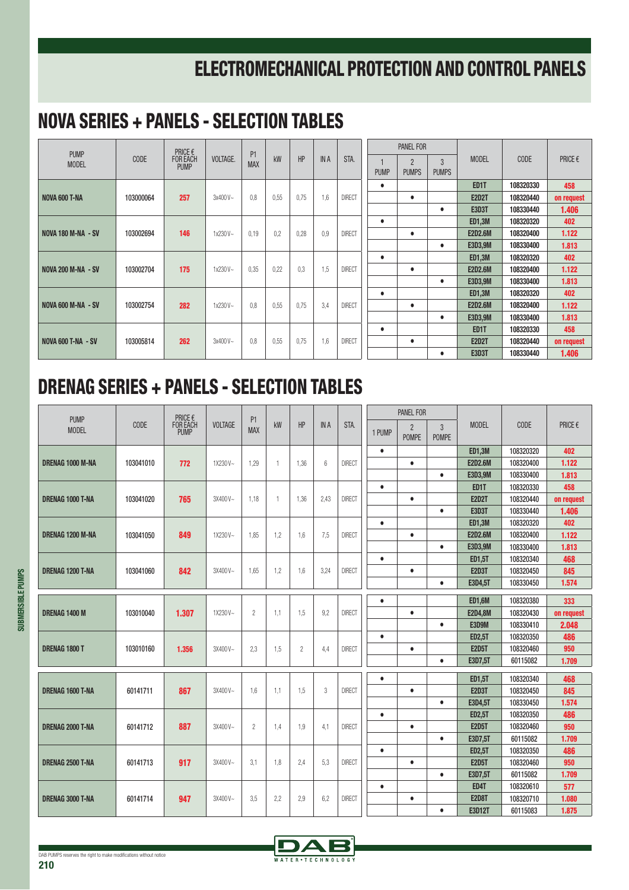# ELECTROMECHANICAL PROTECTION AND CONTROL PANELS

## NOVA SERIES + PANELS - SELECTION TABLES

| PUMP MODEL | CODE | PRICE € FOR EACH PUMP | VOLTAGE. | P1 MAX | kW | HP | IN A | STA. | PANEL FOR 1 PUMP | PANEL FOR 2 PUMPS | PANEL FOR 3 PUMPS | MODEL | CODE | PRICE € |
|---|---|---|---|---|---|---|---|---|---|---|---|---|---|---|
| NOVA 600 T-NA | 103000064 | 257 | 3x400V~ | 0,8 | 0,55 | 0,75 | 1,6 | DIRECT | • | | | ED1T | 108320330 | 458 |
| | | | | | | | | | | • | | E2D2T | 108320440 | on request |
| | | | | | | | | | | | • | E3D3T | 108330440 | 1.406 |
| NOVA 180 M-NA - SV | 103002694 | 146 | 1x230V~ | 0,19 | 0,2 | 0,28 | 0,9 | DIRECT | • | | | ED1,3M | 108320320 | 402 |
| | | | | | | | | | | • | | E2D2.6M | 108320400 | 1.122 |
| | | | | | | | | | | | • | E3D3,9M | 108330400 | 1.813 |
| NOVA 200 M-NA - SV | 103002704 | 175 | 1x230V~ | 0,35 | 0,22 | 0,3 | 1,5 | DIRECT | • | | | ED1,3M | 108320320 | 402 |
| | | | | | | | | | | • | | E2D2.6M | 108320400 | 1.122 |
| | | | | | | | | | | | • | E3D3,9M | 108330400 | 1.813 |
| NOVA 600 M-NA - SV | 103002754 | 282 | 1x230V~ | 0,8 | 0,55 | 0,75 | 3,4 | DIRECT | • | | | ED1,3M | 108320320 | 402 |
| | | | | | | | | | | • | | E2D2.6M | 108320400 | 1.122 |
| | | | | | | | | | | | • | E3D3,9M | 108330400 | 1.813 |
| NOVA 600 T-NA - SV | 103005814 | 262 | 3x400V~ | 0,8 | 0,55 | 0,75 | 1,6 | DIRECT | • | | | ED1T | 108320330 | 458 |
| | | | | | | | | | | • | | E2D2T | 108320440 | on request |
| | | | | | | | | | | | • | E3D3T | 108330440 | 1.406 |

## DRENAG SERIES + PANELS - SELECTION TABLES

| PUMP MODEL | CODE | PRICE € FOR EACH PUMP | VOLTAGE | P1 MAX | kW | HP | IN A | STA. | PANEL FOR 1 PUMP | PANEL FOR 2 POMPE | PANEL FOR 3 POMPE | MODEL | CODE | PRICE € |
|---|---|---|---|---|---|---|---|---|---|---|---|---|---|---|
| DRENAG 1000 M-NA | 103041010 | 772 | 1X230V~ | 1,29 | 1 | 1,36 | 6 | DIRECT | • | | | ED1,3M | 108320320 | 402 |
| | | | | | | | | | | • | | E2D2.6M | 108320400 | 1.122 |
| | | | | | | | | | | | • | E3D3,9M | 108330400 | 1.813 |
| DRENAG 1000 T-NA | 103041020 | 765 | 3X400V~ | 1,18 | 1 | 1,36 | 2,43 | DIRECT | • | | | ED1T | 108320330 | 458 |
| | | | | | | | | | | • | | E2D2T | 108320440 | on request |
| | | | | | | | | | | | • | E3D3T | 108330440 | 1.406 |
| DRENAG 1200 M-NA | 103041050 | 849 | 1X230V~ | 1,85 | 1,2 | 1,6 | 7,5 | DIRECT | • | | | ED1,3M | 108320320 | 402 |
| | | | | | | | | | | • | | E2D2.6M | 108320400 | 1.122 |
| | | | | | | | | | | | • | E3D3,9M | 108330400 | 1.813 |
| DRENAG 1200 T-NA | 103041060 | 842 | 3X400V~ | 1,65 | 1,2 | 1,6 | 3,24 | DIRECT | • | | | ED1,5T | 108320340 | 468 |
| | | | | | | | | | | • | | E2D3T | 108320450 | 845 |
| | | | | | | | | | | | • | E3D4,5T | 108330450 | 1.574 |
| DRENAG 1400 M | 103010040 | 1.307 | 1X230V~ | 2 | 1,1 | 1,5 | 9,2 | DIRECT | • | | | ED1,6M | 108320380 | 333 |
| | | | | | | | | | | • | | E2D4,8M | 108320430 | on request |
| | | | | | | | | | | | • | E3D9M | 108330410 | 2.048 |
| DRENAG 1800 T | 103010160 | 1.356 | 3X400V~ | 2,3 | 1,5 | 2 | 4,4 | DIRECT | • | | | ED2,5T | 108320350 | 486 |
| | | | | | | | | | | • | | E2D5T | 108320460 | 950 |
| | | | | | | | | | | | • | E3D7,5T | 60115082 | 1.709 |
| DRENAG 1600 T-NA | 60141711 | 867 | 3X400V~ | 1,6 | 1,1 | 1,5 | 3 | DIRECT | • | | | ED1,5T | 108320340 | 468 |
| | | | | | | | | | | • | | E2D3T | 108320450 | 845 |
| | | | | | | | | | | | • | E3D4,5T | 108330450 | 1.574 |
| DRENAG 2000 T-NA | 60141712 | 887 | 3X400V~ | 2 | 1,4 | 1,9 | 4,1 | DIRECT | • | | | ED2,5T | 108320350 | 486 |
| | | | | | | | | | | • | | E2D5T | 108320460 | 950 |
| | | | | | | | | | | | • | E3D7,5T | 60115082 | 1.709 |
| DRENAG 2500 T-NA | 60141713 | 917 | 3X400V~ | 3,1 | 1,8 | 2,4 | 5,3 | DIRECT | • | | | ED2,5T | 108320350 | 486 |
| | | | | | | | | | | • | | E2D5T | 108320460 | 950 |
| | | | | | | | | | | | • | E3D7,5T | 60115082 | 1.709 |
| DRENAG 3000 T-NA | 60141714 | 947 | 3X400V~ | 3,5 | 2,2 | 2,9 | 6,2 | DIRECT | • | | | ED4T | 108320610 | 577 |
| | | | | | | | | | | • | | E2D8T | 108320710 | 1.080 |
| | | | | | | | | | | | • | E3D12T | 60115083 | 1.875 |

DAB PUMPS reserves the right to make modifications without notice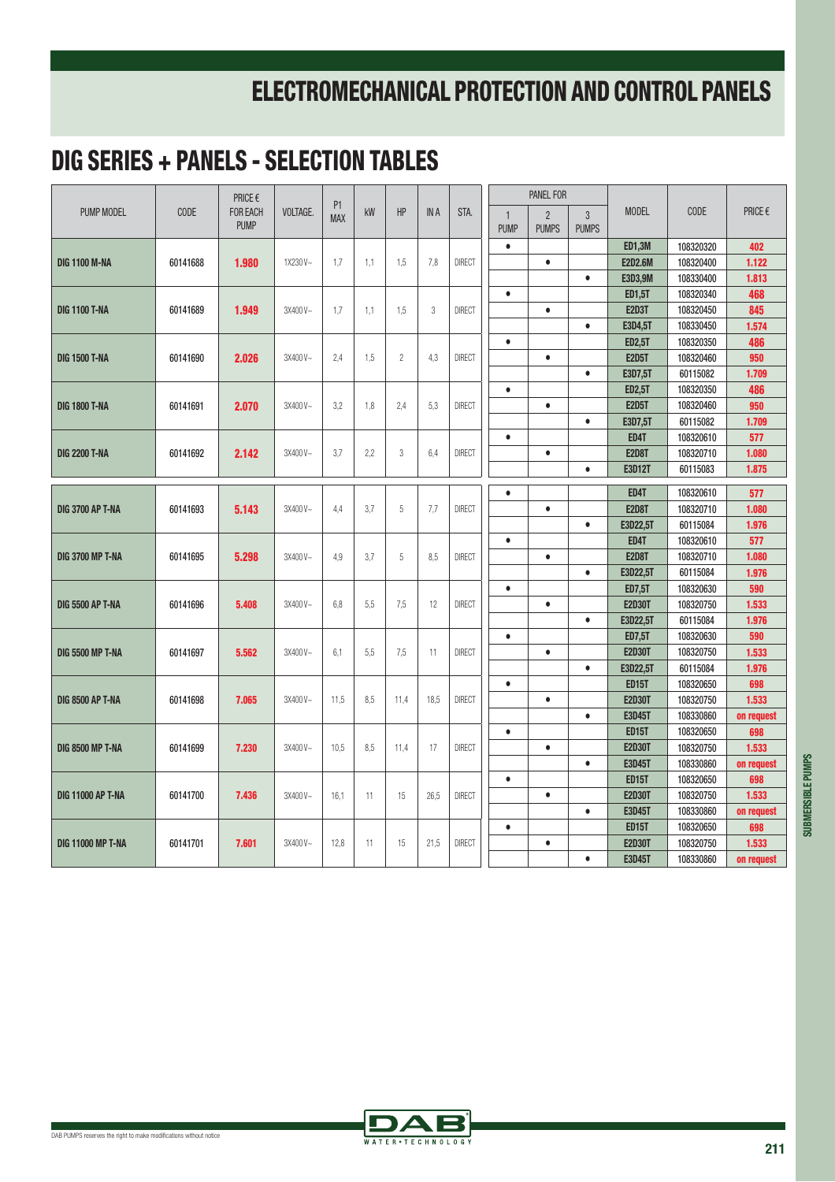# ELECTROMECHANICAL PROTECTION AND CONTROL PANELS

## DIG SERIES + PANELS - SELECTION TABLES

| PUMP MODEL | CODE | PRICE € FOR EACH PUMP | VOLTAGE. | P1 MAX | kW | HP | IN A | STA. | PANEL FOR 1 PUMP | PANEL FOR 2 PUMPS | PANEL FOR 3 PUMPS | MODEL | CODE | PRICE € |
|---|---|---|---|---|---|---|---|---|---|---|---|---|---|---|
| DIG 1100 M-NA | 60141688 | 1.980 | 1X230V~ | 1,7 | 1,1 | 1,5 | 7,8 | DIRECT | • | | | ED1,3M | 108320320 | 402 |
| | | | | | | | | | | • | | E2D2.6M | 108320400 | 1.122 |
| | | | | | | | | | | | • | E3D3,9M | 108330400 | 1.813 |
| DIG 1100 T-NA | 60141689 | 1.949 | 3X400V~ | 1,7 | 1,1 | 1,5 | 3 | DIRECT | • | | | ED1,5T | 108320340 | 468 |
| | | | | | | | | | | • | | E2D3T | 108320450 | 845 |
| | | | | | | | | | | | • | E3D4,5T | 108330450 | 1.574 |
| DIG 1500 T-NA | 60141690 | 2.026 | 3X400V~ | 2,4 | 1,5 | 2 | 4,3 | DIRECT | • | | | ED2,5T | 108320350 | 486 |
| | | | | | | | | | | • | | E2D5T | 108320460 | 950 |
| | | | | | | | | | | | • | E3D7,5T | 60115082 | 1.709 |
| DIG 1800 T-NA | 60141691 | 2.070 | 3X400V~ | 3,2 | 1,8 | 2,4 | 5,3 | DIRECT | • | | | ED2,5T | 108320350 | 486 |
| | | | | | | | | | | • | | E2D5T | 108320460 | 950 |
| | | | | | | | | | | | • | E3D7,5T | 60115082 | 1.709 |
| DIG 2200 T-NA | 60141692 | 2.142 | 3X400V~ | 3,7 | 2,2 | 3 | 6,4 | DIRECT | • | | | ED4T | 108320610 | 577 |
| | | | | | | | | | | • | | E2D8T | 108320710 | 1.080 |
| | | | | | | | | | | | • | E3D12T | 60115083 | 1.875 |
| DIG 3700 AP T-NA | 60141693 | 5.143 | 3X400V~ | 4,4 | 3,7 | 5 | 7,7 | DIRECT | • | | | ED4T | 108320610 | 577 |
| | | | | | | | | | | • | | E2D8T | 108320710 | 1.080 |
| | | | | | | | | | | | • | E3D22,5T | 60115084 | 1.976 |
| DIG 3700 MP T-NA | 60141695 | 5.298 | 3X400V~ | 4,9 | 3,7 | 5 | 8,5 | DIRECT | • | | | ED4T | 108320610 | 577 |
| | | | | | | | | | | • | | E2D8T | 108320710 | 1.080 |
| | | | | | | | | | | | • | E3D22,5T | 60115084 | 1.976 |
| DIG 5500 AP T-NA | 60141696 | 5.408 | 3X400V~ | 6,8 | 5,5 | 7,5 | 12 | DIRECT | • | | | ED7,5T | 108320630 | 590 |
| | | | | | | | | | | • | | E2D30T | 108320750 | 1.533 |
| | | | | | | | | | | | • | E3D22,5T | 60115084 | 1.976 |
| DIG 5500 MP T-NA | 60141697 | 5.562 | 3X400V~ | 6,1 | 5,5 | 7,5 | 11 | DIRECT | • | | | ED7,5T | 108320630 | 590 |
| | | | | | | | | | | • | | E2D30T | 108320750 | 1.533 |
| | | | | | | | | | | | • | E3D22,5T | 60115084 | 1.976 |
| DIG 8500 AP T-NA | 60141698 | 7.065 | 3X400V~ | 11,5 | 8,5 | 11,4 | 18,5 | DIRECT | • | | | ED15T | 108320650 | 698 |
| | | | | | | | | | | • | | E2D30T | 108320750 | 1.533 |
| | | | | | | | | | | | • | E3D45T | 108330860 | on request |
| DIG 8500 MP T-NA | 60141699 | 7.230 | 3X400V~ | 10,5 | 8,5 | 11,4 | 17 | DIRECT | • | | | ED15T | 108320650 | 698 |
| | | | | | | | | | | • | | E2D30T | 108320750 | 1.533 |
| | | | | | | | | | | | • | E3D45T | 108330860 | on request |
| DIG 11000 AP T-NA | 60141700 | 7.436 | 3X400V~ | 16,1 | 11 | 15 | 26,5 | DIRECT | • | | | ED15T | 108320650 | 698 |
| | | | | | | | | | | • | | E2D30T | 108320750 | 1.533 |
| | | | | | | | | | | | • | E3D45T | 108330860 | on request |
| DIG 11000 MP T-NA | 60141701 | 7.601 | 3X400V~ | 12,8 | 11 | 15 | 21,5 | DIRECT | • | | | ED15T | 108320650 | 698 |
| | | | | | | | | | | • | | E2D30T | 108320750 | 1.533 |
| | | | | | | | | | | | • | E3D45T | 108330860 | on request |

DAB PUMPS reserves the right to make modifications without notice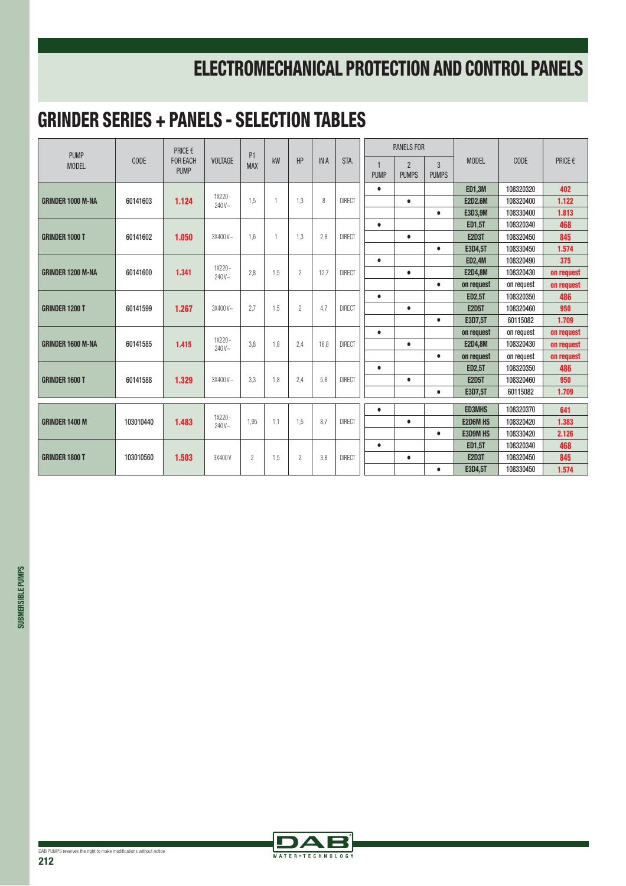# ELECTROMECHANICAL PROTECTION AND CONTROL PANELS

## GRINDER SERIES + PANELS - SELECTION TABLES

| PUMP MODEL | CODE | PRICE € FOR EACH PUMP | VOLTAGE | P1 MAX | kW | HP | IN A | STA. | PANELS FOR 1 PUMP | PANELS FOR 2 PUMPS | PANELS FOR 3 PUMPS | MODEL | CODE | PRICE € |
|---|---|---|---|---|---|---|---|---|---|---|---|---|---|---|
| **GRINDER 1000 M-NA** | 60141603 | **1.124** | 1X220 - 240 V~ | 1,5 | 1 | 1,3 | 8 | DIRECT | • | | | **ED1,3M** | 108320320 | **402** |
| | | | | | | | | | | • | | **E2D2.6M** | 108320400 | **1.122** |
| | | | | | | | | | | | • | **E3D3,9M** | 108330400 | **1.813** |
| **GRINDER 1000 T** | 60141602 | **1.050** | 3X400 V~ | 1,6 | 1 | 1,3 | 2,8 | DIRECT | • | | | **ED1,5T** | 108320340 | **468** |
| | | | | | | | | | | • | | **E2D3T** | 108320450 | **845** |
| | | | | | | | | | | | • | **E3D4,5T** | 108330450 | **1.574** |
| **GRINDER 1200 M-NA** | 60141600 | **1.341** | 1X220 - 240 V~ | 2,8 | 1,5 | 2 | 12,7 | DIRECT | • | | | **ED2,4M** | 108320490 | **375** |
| | | | | | | | | | | • | | **E2D4,8M** | 108320430 | **on request** |
| | | | | | | | | | | | • | **on request** | on request | **on request** |
| **GRINDER 1200 T** | 60141599 | **1.267** | 3X400 V~ | 2,7 | 1,5 | 2 | 4,7 | DIRECT | • | | | **ED2,5T** | 108320350 | **486** |
| | | | | | | | | | | • | | **E2D5T** | 108320460 | **950** |
| | | | | | | | | | | | • | **E3D7,5T** | 60115082 | **1.709** |
| **GRINDER 1600 M-NA** | 60141585 | **1.415** | 1X220 - 240 V~ | 3,8 | 1,8 | 2,4 | 16,8 | DIRECT | • | | | **on request** | on request | **on request** |
| | | | | | | | | | | • | | **E2D4,8M** | 108320430 | **on request** |
| | | | | | | | | | | | • | **on request** | on request | **on request** |
| **GRINDER 1600 T** | 60141588 | **1.329** | 3X400 V~ | 3,3 | 1,8 | 2,4 | 5,8 | DIRECT | • | | | **ED2,5T** | 108320350 | **486** |
| | | | | | | | | | | • | | **E2D5T** | 108320460 | **950** |
| | | | | | | | | | | | • | **E3D7,5T** | 60115082 | **1.709** |
| **GRINDER 1400 M** | 103010440 | **1.483** | 1X220 - 240 V~ | 1,95 | 1,1 | 1,5 | 8,7 | DIRECT | • | | | **ED3MHS** | 108320370 | **641** |
| | | | | | | | | | | • | | **E2D6M HS** | 108320420 | **1.383** |
| | | | | | | | | | | | • | **E3D9M HS** | 108330420 | **2.126** |
| **GRINDER 1800 T** | 103010560 | **1.503** | 3X400 V | 2 | 1,5 | 2 | 3,8 | DIRECT | • | | | **ED1,5T** | 108320340 | **468** |
| | | | | | | | | | | • | | **E2D3T** | 108320450 | **845** |
| | | | | | | | | | | | • | **E3D4,5T** | 108330450 | **1.574** |

DAB PUMPS reserves the right to make modifications without notice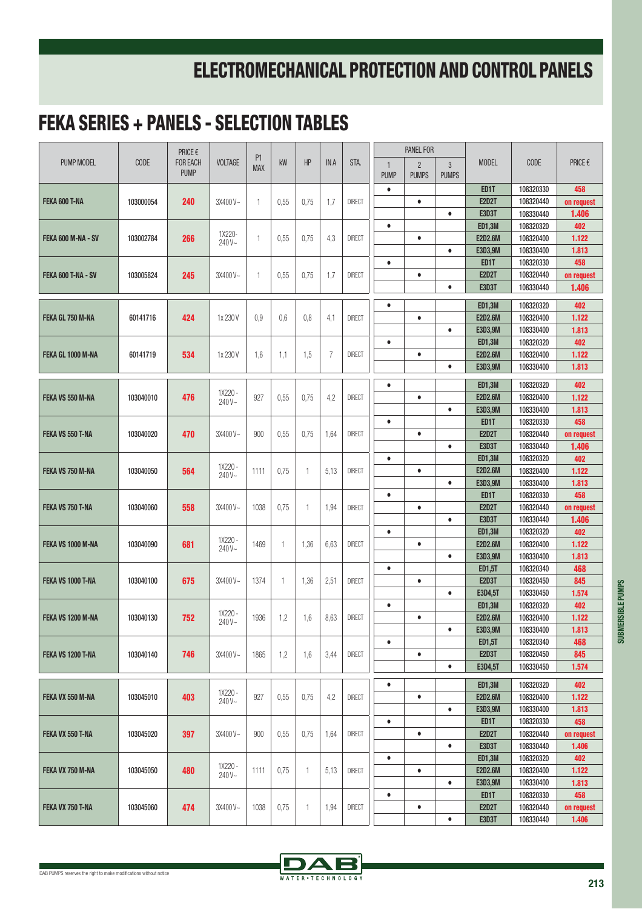# ELECTROMECHANICAL PROTECTION AND CONTROL PANELS

## FEKA SERIES + PANELS - SELECTION TABLES

| PUMP MODEL | CODE | PRICE € FOR EACH PUMP | VOLTAGE | P1 MAX | kW | HP | IN A | STA. | PANEL FOR 1 PUMP | PANEL FOR 2 PUMPS | PANEL FOR 3 PUMPS | MODEL | CODE | PRICE € |
|---|---|---|---|---|---|---|---|---|---|---|---|---|---|---|
| **FEKA 600 T-NA** | 103000054 | **240** | 3X400V~ | 1 | 0,55 | 0,75 | 1,7 | DIRECT | • | | | **ED1T** | 108320330 | **458** |
| | | | | | | | | | | • | | **E2D2T** | 108320440 | **on request** |
| | | | | | | | | | | | • | **E3D3T** | 108330440 | **1.406** |
| **FEKA 600 M-NA - SV** | 103002784 | **266** | 1X220-240V~ | 1 | 0,55 | 0,75 | 4,3 | DIRECT | • | | | **ED1,3M** | 108320320 | **402** |
| | | | | | | | | | | • | | **E2D2.6M** | 108320400 | **1.122** |
| | | | | | | | | | | | • | **E3D3,9M** | 108330400 | **1.813** |
| **FEKA 600 T-NA - SV** | 103005824 | **245** | 3X400V~ | 1 | 0,55 | 0,75 | 1,7 | DIRECT | • | | | **ED1T** | 108320330 | **458** |
| | | | | | | | | | | • | | **E2D2T** | 108320440 | **on request** |
| | | | | | | | | | | | • | **E3D3T** | 108330440 | **1.406** |
| **FEKA GL 750 M-NA** | 60141716 | **424** | 1x 230 V | 0,9 | 0,6 | 0,8 | 4,1 | DIRECT | • | | | **ED1,3M** | 108320320 | **402** |
| | | | | | | | | | | • | | **E2D2.6M** | 108320400 | **1.122** |
| | | | | | | | | | | | • | **E3D3,9M** | 108330400 | **1.813** |
| **FEKA GL 1000 M-NA** | 60141719 | **534** | 1x 230 V | 1,6 | 1,1 | 1,5 | 7 | DIRECT | • | | | **ED1,3M** | 108320320 | **402** |
| | | | | | | | | | | • | | **E2D2.6M** | 108320400 | **1.122** |
| | | | | | | | | | | | • | **E3D3,9M** | 108330400 | **1.813** |
| **FEKA VS 550 M-NA** | 103040010 | **476** | 1X220-240V~ | 927 | 0,55 | 0,75 | 4,2 | DIRECT | • | | | **ED1,3M** | 108320320 | **402** |
| | | | | | | | | | | • | | **E2D2.6M** | 108320400 | **1.122** |
| | | | | | | | | | | | • | **E3D3,9M** | 108330400 | **1.813** |
| **FEKA VS 550 T-NA** | 103040020 | **470** | 3X400V~ | 900 | 0,55 | 0,75 | 1,64 | DIRECT | • | | | **ED1T** | 108320330 | **458** |
| | | | | | | | | | | • | | **E2D2T** | 108320440 | **on request** |
| | | | | | | | | | | | • | **E3D3T** | 108330440 | **1.406** |
| **FEKA VS 750 M-NA** | 103040050 | **564** | 1X220-240V~ | 1111 | 0,75 | 1 | 5,13 | DIRECT | • | | | **ED1,3M** | 108320320 | **402** |
| | | | | | | | | | | • | | **E2D2.6M** | 108320400 | **1.122** |
| | | | | | | | | | | | • | **E3D3,9M** | 108330400 | **1.813** |
| **FEKA VS 750 T-NA** | 103040060 | **558** | 3X400V~ | 1038 | 0,75 | 1 | 1,94 | DIRECT | • | | | **ED1T** | 108320330 | **458** |
| | | | | | | | | | | • | | **E2D2T** | 108320440 | **on request** |
| | | | | | | | | | | | • | **E3D3T** | 108330440 | **1.406** |
| **FEKA VS 1000 M-NA** | 103040090 | **681** | 1X220-240V~ | 1469 | 1 | 1,36 | 6,63 | DIRECT | • | | | **ED1,3M** | 108320320 | **402** |
| | | | | | | | | | | • | | **E2D2.6M** | 108320400 | **1.122** |
| | | | | | | | | | | | • | **E3D3,9M** | 108330400 | **1.813** |
| **FEKA VS 1000 T-NA** | 103040100 | **675** | 3X400V~ | 1374 | 1 | 1,36 | 2,51 | DIRECT | • | | | **ED1,5T** | 108320340 | **468** |
| | | | | | | | | | | • | | **E2D3T** | 108320450 | **845** |
| | | | | | | | | | | | • | **E3D4,5T** | 108330450 | **1.574** |
| **FEKA VS 1200 M-NA** | 103040130 | **752** | 1X220-240V~ | 1936 | 1,2 | 1,6 | 8,63 | DIRECT | • | | | **ED1,3M** | 108320320 | **402** |
| | | | | | | | | | | • | | **E2D2.6M** | 108320400 | **1.122** |
| | | | | | | | | | | | • | **E3D3,9M** | 108330400 | **1.813** |
| **FEKA VS 1200 T-NA** | 103040140 | **746** | 3X400V~ | 1865 | 1,2 | 1,6 | 3,44 | DIRECT | • | | | **ED1,5T** | 108320340 | **468** |
| | | | | | | | | | | • | | **E2D3T** | 108320450 | **845** |
| | | | | | | | | | | | • | **E3D4,5T** | 108330450 | **1.574** |
| **FEKA VX 550 M-NA** | 103045010 | **403** | 1X220-240V~ | 927 | 0,55 | 0,75 | 4,2 | DIRECT | • | | | **ED1,3M** | 108320320 | **402** |
| | | | | | | | | | | • | | **E2D2.6M** | 108320400 | **1.122** |
| | | | | | | | | | | | • | **E3D3,9M** | 108330400 | **1.813** |
| **FEKA VX 550 T-NA** | 103045020 | **397** | 3X400V~ | 900 | 0,55 | 0,75 | 1,64 | DIRECT | • | | | **ED1T** | 108320330 | **458** |
| | | | | | | | | | | • | | **E2D2T** | 108320440 | **on request** |
| | | | | | | | | | | | • | **E3D3T** | 108330440 | **1.406** |
| **FEKA VX 750 M-NA** | 103045050 | **480** | 1X220-240V~ | 1111 | 0,75 | 1 | 5,13 | DIRECT | • | | | **ED1,3M** | 108320320 | **402** |
| | | | | | | | | | | • | | **E2D2.6M** | 108320400 | **1.122** |
| | | | | | | | | | | | • | **E3D3,9M** | 108330400 | **1.813** |
| **FEKA VX 750 T-NA** | 103045060 | **474** | 3X400V~ | 1038 | 0,75 | 1 | 1,94 | DIRECT | • | | | **ED1T** | 108320330 | **458** |
| | | | | | | | | | | • | | **E2D2T** | 108320440 | **on request** |
| | | | | | | | | | | | • | **E3D3T** | 108330440 | **1.406** |

DAB PUMPS reserves the right to make modifications without notice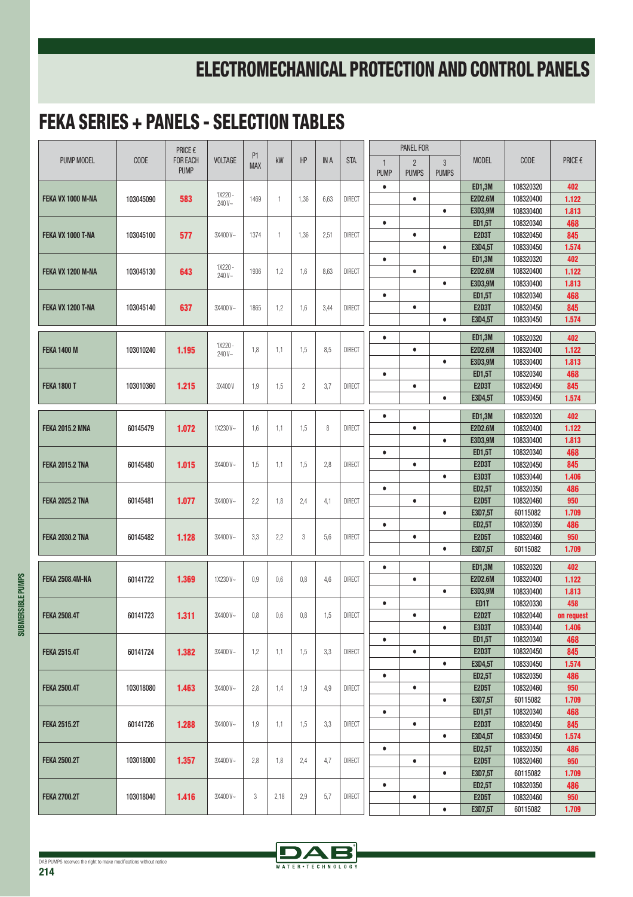# ELECTROMECHANICAL PROTECTION AND CONTROL PANELS

## FEKA SERIES + PANELS - SELECTION TABLES

| PUMP MODEL | CODE | PRICE € FOR EACH PUMP | VOLTAGE | P1 MAX | kW | HP | IN A | STA. | PANEL FOR 1 PUMP | PANEL FOR 2 PUMPS | PANEL FOR 3 PUMPS | MODEL | CODE | PRICE € |
|---|---|---|---|---|---|---|---|---|---|---|---|---|---|---|
| **FEKA VX 1000 M-NA** | 103045090 | **583** | 1X220 - 240V~ | 1469 | 1 | 1,36 | 6,63 | DIRECT | • | | | **ED1,3M** | 108320320 | **402** |
| | | | | | | | | | | • | | **E2D2.6M** | 108320400 | **1.122** |
| | | | | | | | | | | | • | **E3D3,9M** | 108330400 | **1.813** |
| **FEKA VX 1000 T-NA** | 103045100 | **577** | 3X400V~ | 1374 | 1 | 1,36 | 2,51 | DIRECT | • | | | **ED1,5T** | 108320340 | **468** |
| | | | | | | | | | | • | | **E2D3T** | 108320450 | **845** |
| | | | | | | | | | | | • | **E3D4,5T** | 108330450 | **1.574** |
| **FEKA VX 1200 M-NA** | 103045130 | **643** | 1X220 - 240V~ | 1936 | 1,2 | 1,6 | 8,63 | DIRECT | • | | | **ED1,3M** | 108320320 | **402** |
| | | | | | | | | | | • | | **E2D2.6M** | 108320400 | **1.122** |
| | | | | | | | | | | | • | **E3D3,9M** | 108330400 | **1.813** |
| **FEKA VX 1200 T-NA** | 103045140 | **637** | 3X400V~ | 1865 | 1,2 | 1,6 | 3,44 | DIRECT | • | | | **ED1,5T** | 108320340 | **468** |
| | | | | | | | | | | • | | **E2D3T** | 108320450 | **845** |
| | | | | | | | | | | | • | **E3D4,5T** | 108330450 | **1.574** |
| **FEKA 1400 M** | 103010240 | **1.195** | 1X220 - 240V~ | 1,8 | 1,1 | 1,5 | 8,5 | DIRECT | • | | | **ED1,3M** | 108320320 | **402** |
| | | | | | | | | | | • | | **E2D2.6M** | 108320400 | **1.122** |
| | | | | | | | | | | | • | **E3D3,9M** | 108330400 | **1.813** |
| **FEKA 1800 T** | 103010360 | **1.215** | 3X400V | 1,9 | 1,5 | 2 | 3,7 | DIRECT | • | | | **ED1,5T** | 108320340 | **468** |
| | | | | | | | | | | • | | **E2D3T** | 108320450 | **845** |
| | | | | | | | | | | | • | **E3D4,5T** | 108330450 | **1.574** |
| **FEKA 2015.2 MNA** | 60145479 | **1.072** | 1X230V~ | 1,6 | 1,1 | 1,5 | 8 | DIRECT | • | | | **ED1,3M** | 108320320 | **402** |
| | | | | | | | | | | • | | **E2D2.6M** | 108320400 | **1.122** |
| | | | | | | | | | | | • | **E3D3,9M** | 108330400 | **1.813** |
| **FEKA 2015.2 TNA** | 60145480 | **1.015** | 3X400V~ | 1,5 | 1,1 | 1,5 | 2,8 | DIRECT | • | | | **ED1,5T** | 108320340 | **468** |
| | | | | | | | | | | • | | **E2D3T** | 108320450 | **845** |
| | | | | | | | | | | | • | **E3D3T** | 108330440 | **1.406** |
| **FEKA 2025.2 TNA** | 60145481 | **1.077** | 3X400V~ | 2,2 | 1,8 | 2,4 | 4,1 | DIRECT | • | | | **ED2,5T** | 108320350 | **486** |
| | | | | | | | | | | • | | **E2D5T** | 108320460 | **950** |
| | | | | | | | | | | | • | **E3D7,5T** | 60115082 | **1.709** |
| **FEKA 2030.2 TNA** | 60145482 | **1.128** | 3X400V~ | 3,3 | 2,2 | 3 | 5,6 | DIRECT | • | | | **ED2,5T** | 108320350 | **486** |
| | | | | | | | | | | • | | **E2D5T** | 108320460 | **950** |
| | | | | | | | | | | | • | **E3D7,5T** | 60115082 | **1.709** |
| **FEKA 2508.4M-NA** | 60141722 | **1.369** | 1X230V~ | 0,9 | 0,6 | 0,8 | 4,6 | DIRECT | • | | | **ED1,3M** | 108320320 | **402** |
| | | | | | | | | | | • | | **E2D2.6M** | 108320400 | **1.122** |
| | | | | | | | | | | | • | **E3D3,9M** | 108330400 | **1.813** |
| **FEKA 2508.4T** | 60141723 | **1.311** | 3X400V~ | 0,8 | 0,6 | 0,8 | 1,5 | DIRECT | • | | | **ED1T** | 108320330 | **458** |
| | | | | | | | | | | • | | **E2D2T** | 108320440 | **on request** |
| | | | | | | | | | | | • | **E3D3T** | 108330440 | **1.406** |
| **FEKA 2515.4T** | 60141724 | **1.382** | 3X400V~ | 1,2 | 1,1 | 1,5 | 3,3 | DIRECT | • | | | **ED1,5T** | 108320340 | **468** |
| | | | | | | | | | | • | | **E2D3T** | 108320450 | **845** |
| | | | | | | | | | | | • | **E3D4,5T** | 108330450 | **1.574** |
| **FEKA 2500.4T** | 103018080 | **1.463** | 3X400V~ | 2,8 | 1,4 | 1,9 | 4,9 | DIRECT | • | | | **ED2,5T** | 108320350 | **486** |
| | | | | | | | | | | • | | **E2D5T** | 108320460 | **950** |
| | | | | | | | | | | | • | **E3D7,5T** | 60115082 | **1.709** |
| **FEKA 2515.2T** | 60141726 | **1.288** | 3X400V~ | 1,9 | 1,1 | 1,5 | 3,3 | DIRECT | • | | | **ED1,5T** | 108320340 | **468** |
| | | | | | | | | | | • | | **E2D3T** | 108320450 | **845** |
| | | | | | | | | | | | • | **E3D4,5T** | 108330450 | **1.574** |
| **FEKA 2500.2T** | 103018000 | **1.357** | 3X400V~ | 2,8 | 1,8 | 2,4 | 4,7 | DIRECT | • | | | **ED2,5T** | 108320350 | **486** |
| | | | | | | | | | | • | | **E2D5T** | 108320460 | **950** |
| | | | | | | | | | | | • | **E3D7,5T** | 60115082 | **1.709** |
| **FEKA 2700.2T** | 103018040 | **1.416** | 3X400V~ | 3 | 2,18 | 2,9 | 5,7 | DIRECT | • | | | **ED2,5T** | 108320350 | **486** |
| | | | | | | | | | | • | | **E2D5T** | 108320460 | **950** |
| | | | | | | | | | | | • | **E3D7,5T** | 60115082 | **1.709** |

DAB PUMPS reserves the right to make modifications without notice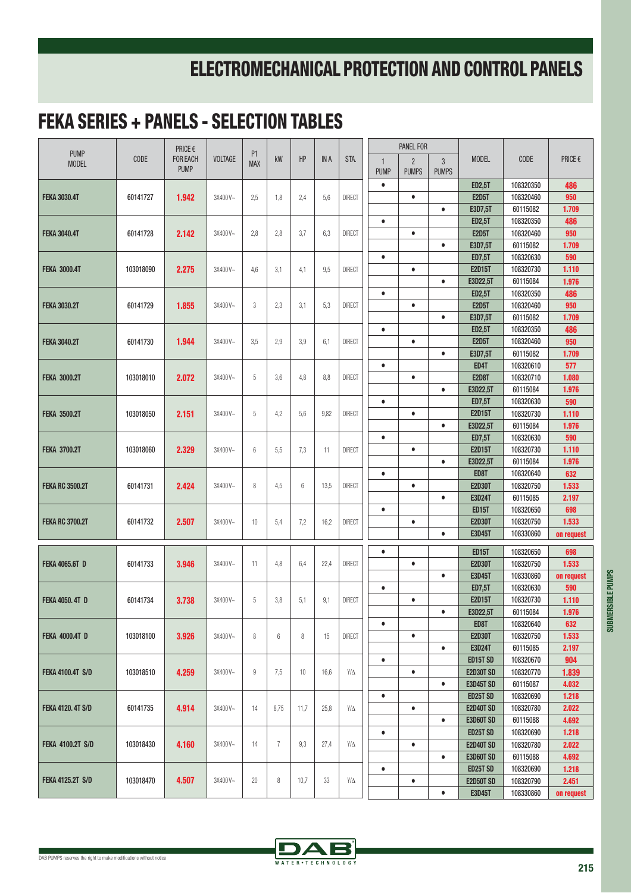# ELECTROMECHANICAL PROTECTION AND CONTROL PANELS

## FEKA SERIES + PANELS - SELECTION TABLES

| PUMP MODEL | CODE | PRICE € FOR EACH PUMP | VOLTAGE | P1 MAX | kW | HP | IN A | STA. | PANEL FOR 1 PUMP | PANEL FOR 2 PUMPS | PANEL FOR 3 PUMPS | MODEL | CODE | PRICE € |
|---|---|---|---|---|---|---|---|---|---|---|---|---|---|---|
| **FEKA 3030.4T** | 60141727 | **1.942** | 3X400V~ | 2,5 | 1,8 | 2,4 | 5,6 | DIRECT | • | | | **ED2,5T** | 108320350 | **486** |
| | | | | | | | | | | • | | **E2D5T** | 108320460 | **950** |
| | | | | | | | | | | | • | **E3D7,5T** | 60115082 | **1.709** |
| **FEKA 3040.4T** | 60141728 | **2.142** | 3X400V~ | 2,8 | 2,8 | 3,7 | 6,3 | DIRECT | • | | | **ED2,5T** | 108320350 | **486** |
| | | | | | | | | | | • | | **E2D5T** | 108320460 | **950** |
| | | | | | | | | | | | • | **E3D7,5T** | 60115082 | **1.709** |
| **FEKA 3000.4T** | 103018090 | **2.275** | 3X400V~ | 4,6 | 3,1 | 4,1 | 9,5 | DIRECT | • | | | **ED7,5T** | 108320630 | **590** |
| | | | | | | | | | | • | | **E2D15T** | 108320730 | **1.110** |
| | | | | | | | | | | | • | **E3D22,5T** | 60115084 | **1.976** |
| **FEKA 3030.2T** | 60141729 | **1.855** | 3X400V~ | 3 | 2,3 | 3,1 | 5,3 | DIRECT | • | | | **ED2,5T** | 108320350 | **486** |
| | | | | | | | | | | • | | **E2D5T** | 108320460 | **950** |
| | | | | | | | | | | | • | **E3D7,5T** | 60115082 | **1.709** |
| **FEKA 3040.2T** | 60141730 | **1.944** | 3X400V~ | 3,5 | 2,9 | 3,9 | 6,1 | DIRECT | • | | | **ED2,5T** | 108320350 | **486** |
| | | | | | | | | | | • | | **E2D5T** | 108320460 | **950** |
| | | | | | | | | | | | • | **E3D7,5T** | 60115082 | **1.709** |
| **FEKA 3000.2T** | 103018010 | **2.072** | 3X400V~ | 5 | 3,6 | 4,8 | 8,8 | DIRECT | • | | | **ED4T** | 108320610 | **577** |
| | | | | | | | | | | • | | **E2D8T** | 108320710 | **1.080** |
| | | | | | | | | | | | • | **E3D22,5T** | 60115084 | **1.976** |
| **FEKA 3500.2T** | 103018050 | **2.151** | 3X400V~ | 5 | 4,2 | 5,6 | 9,82 | DIRECT | • | | | **ED7,5T** | 108320630 | **590** |
| | | | | | | | | | | • | | **E2D15T** | 108320730 | **1.110** |
| | | | | | | | | | | | • | **E3D22,5T** | 60115084 | **1.976** |
| **FEKA 3700.2T** | 103018060 | **2.329** | 3X400V~ | 6 | 5,5 | 7,3 | 11 | DIRECT | • | | | **ED7,5T** | 108320630 | **590** |
| | | | | | | | | | | • | | **E2D15T** | 108320730 | **1.110** |
| | | | | | | | | | | | • | **E3D22,5T** | 60115084 | **1.976** |
| **FEKA RC 3500.2T** | 60141731 | **2.424** | 3X400V~ | 8 | 4,5 | 6 | 13,5 | DIRECT | • | | | **ED8T** | 108320640 | **632** |
| | | | | | | | | | | • | | **E2D30T** | 108320750 | **1.533** |
| | | | | | | | | | | | • | **E3D24T** | 60115085 | **2.197** |
| **FEKA RC 3700.2T** | 60141732 | **2.507** | 3X400V~ | 10 | 5,4 | 7,2 | 16,2 | DIRECT | • | | | **ED15T** | 108320650 | **698** |
| | | | | | | | | | | • | | **E2D30T** | 108320750 | **1.533** |
| | | | | | | | | | | | • | **E3D45T** | 108330860 | **on request** |
| **FEKA 4065.6T D** | 60141733 | **3.946** | 3X400V~ | 11 | 4,8 | 6,4 | 22,4 | DIRECT | • | | | **ED15T** | 108320650 | **698** |
| | | | | | | | | | | • | | **E2D30T** | 108320750 | **1.533** |
| | | | | | | | | | | | • | **E3D45T** | 108330860 | **on request** |
| **FEKA 4050. 4T D** | 60141734 | **3.738** | 3X400V~ | 5 | 3,8 | 5,1 | 9,1 | DIRECT | • | | | **ED7,5T** | 108320630 | **590** |
| | | | | | | | | | | • | | **E2D15T** | 108320730 | **1.110** |
| | | | | | | | | | | | • | **E3D22,5T** | 60115084 | **1.976** |
| **FEKA 4000.4T D** | 103018100 | **3.926** | 3X400V~ | 8 | 6 | 8 | 15 | DIRECT | • | | | **ED8T** | 108320640 | **632** |
| | | | | | | | | | | • | | **E2D30T** | 108320750 | **1.533** |
| | | | | | | | | | | | • | **E3D24T** | 60115085 | **2.197** |
| **FEKA 4100.4T S/D** | 103018510 | **4.259** | 3X400V~ | 9 | 7,5 | 10 | 16,6 | Y/Δ | • | | | **ED15T SD** | 108320670 | **904** |
| | | | | | | | | | | • | | **E2D30T SD** | 108320770 | **1.839** |
| | | | | | | | | | | | • | **E3D45T SD** | 60115087 | **4.032** |
| **FEKA 4120. 4T S/D** | 60141735 | **4.914** | 3X400V~ | 14 | 8,75 | 11,7 | 25,8 | Y/Δ | • | | | **ED25T SD** | 108320690 | **1.218** |
| | | | | | | | | | | • | | **E2D40T SD** | 108320780 | **2.022** |
| | | | | | | | | | | | • | **E3D60T SD** | 60115088 | **4.692** |
| **FEKA 4100.2T S/D** | 103018430 | **4.160** | 3X400V~ | 14 | 7 | 9,3 | 27,4 | Y/Δ | • | | | **ED25T SD** | 108320690 | **1.218** |
| | | | | | | | | | | • | | **E2D40T SD** | 108320780 | **2.022** |
| | | | | | | | | | | | • | **E3D60T SD** | 60115088 | **4.692** |
| **FEKA 4125.2T S/D** | 103018470 | **4.507** | 3X400V~ | 20 | 8 | 10,7 | 33 | Y/Δ | • | | | **ED25T SD** | 108320690 | **1.218** |
| | | | | | | | | | | • | | **E2D50T SD** | 108320790 | **2.451** |
| | | | | | | | | | | | • | **E3D45T** | 108330860 | **on request** |

DAB PUMPS reserves the right to make modifications without notice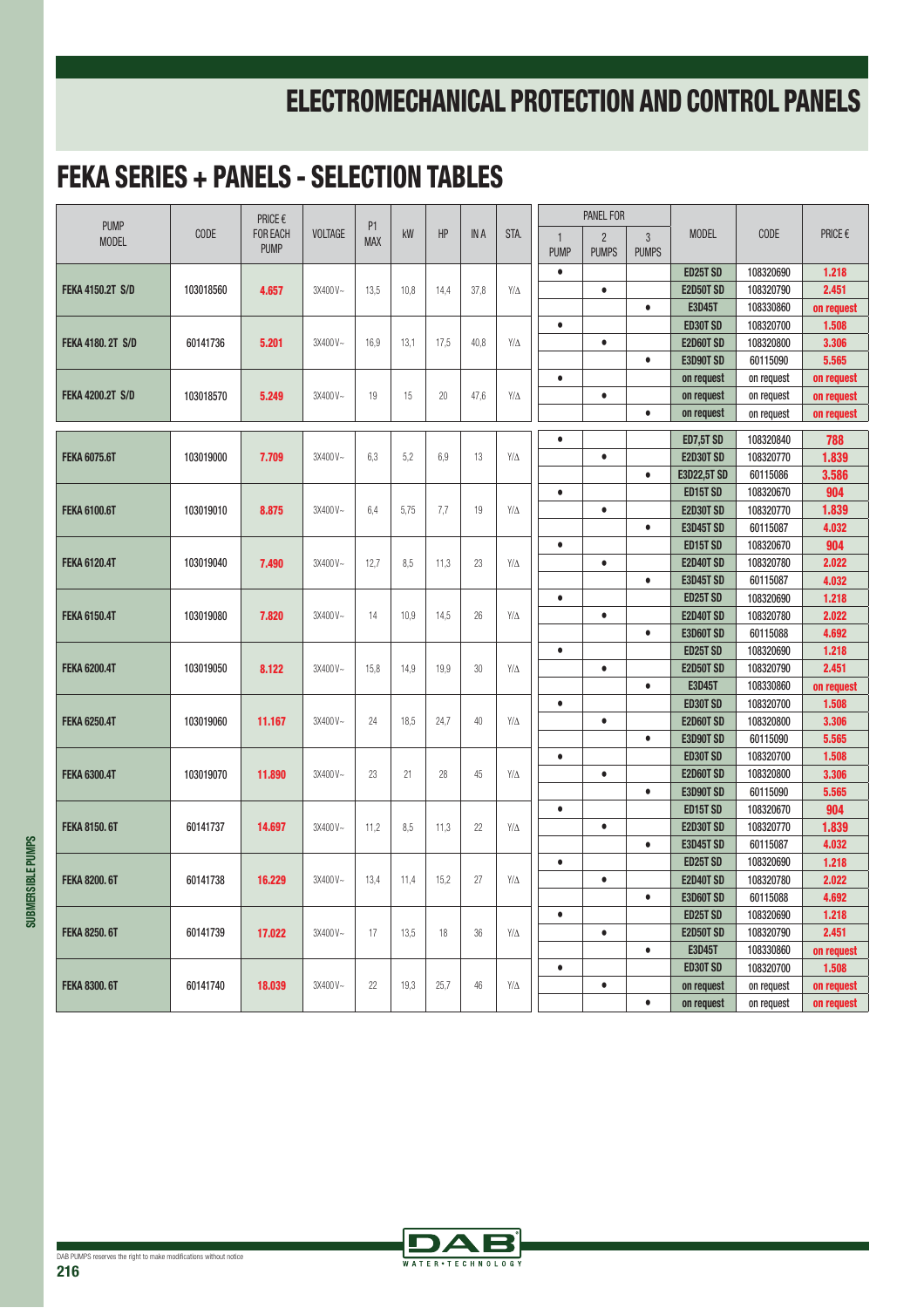# ELECTROMECHANICAL PROTECTION AND CONTROL PANELS

## FEKA SERIES + PANELS - SELECTION TABLES

| PUMP MODEL | CODE | PRICE € FOR EACH PUMP | VOLTAGE | P1 MAX | kW | HP | IN A | STA. | PANEL FOR 1 PUMP | PANEL FOR 2 PUMPS | PANEL FOR 3 PUMPS | MODEL | CODE | PRICE € |
|---|---|---|---|---|---|---|---|---|---|---|---|---|---|---|
| FEKA 4150.2T S/D | 103018560 | 4.657 | 3X400V~ | 13,5 | 10,8 | 14,4 | 37,8 | Y/Δ | • | | | ED25T SD | 108320690 | 1.218 |
| | | | | | | | | | | • | | E2D50T SD | 108320790 | 2.451 |
| | | | | | | | | | | | • | E3D45T | 108330860 | on request |
| FEKA 4180. 2T S/D | 60141736 | 5.201 | 3X400V~ | 16,9 | 13,1 | 17,5 | 40,8 | Y/Δ | • | | | ED30T SD | 108320700 | 1.508 |
| | | | | | | | | | | • | | E2D60T SD | 108320800 | 3.306 |
| | | | | | | | | | | | • | E3D90T SD | 60115090 | 5.565 |
| FEKA 4200.2T S/D | 103018570 | 5.249 | 3X400V~ | 19 | 15 | 20 | 47,6 | Y/Δ | • | | | on request | on request | on request |
| | | | | | | | | | | • | | on request | on request | on request |
| | | | | | | | | | | | • | on request | on request | on request |
| FEKA 6075.6T | 103019000 | 7.709 | 3X400V~ | 6,3 | 5,2 | 6,9 | 13 | Y/Δ | • | | | ED7,5T SD | 108320840 | 788 |
| | | | | | | | | | | • | | E2D30T SD | 108320770 | 1.839 |
| | | | | | | | | | | | • | E3D22,5T SD | 60115086 | 3.586 |
| FEKA 6100.6T | 103019010 | 8.875 | 3X400V~ | 6,4 | 5,75 | 7,7 | 19 | Y/Δ | • | | | ED15T SD | 108320670 | 904 |
| | | | | | | | | | | • | | E2D30T SD | 108320770 | 1.839 |
| | | | | | | | | | | | • | E3D45T SD | 60115087 | 4.032 |
| FEKA 6120.4T | 103019040 | 7.490 | 3X400V~ | 12,7 | 8,5 | 11,3 | 23 | Y/Δ | • | | | ED15T SD | 108320670 | 904 |
| | | | | | | | | | | • | | E2D40T SD | 108320780 | 2.022 |
| | | | | | | | | | | | • | E3D45T SD | 60115087 | 4.032 |
| FEKA 6150.4T | 103019080 | 7.820 | 3X400V~ | 14 | 10,9 | 14,5 | 26 | Y/Δ | • | | | ED25T SD | 108320690 | 1.218 |
| | | | | | | | | | | • | | E2D40T SD | 108320780 | 2.022 |
| | | | | | | | | | | | • | E3D60T SD | 60115088 | 4.692 |
| FEKA 6200.4T | 103019050 | 8.122 | 3X400V~ | 15,8 | 14,9 | 19,9 | 30 | Y/Δ | • | | | ED25T SD | 108320690 | 1.218 |
| | | | | | | | | | | • | | E2D50T SD | 108320790 | 2.451 |
| | | | | | | | | | | | • | E3D45T | 108330860 | on request |
| FEKA 6250.4T | 103019060 | 11.167 | 3X400V~ | 24 | 18,5 | 24,7 | 40 | Y/Δ | • | | | ED30T SD | 108320700 | 1.508 |
| | | | | | | | | | | • | | E2D60T SD | 108320800 | 3.306 |
| | | | | | | | | | | | • | E3D90T SD | 60115090 | 5.565 |
| FEKA 6300.4T | 103019070 | 11.890 | 3X400V~ | 23 | 21 | 28 | 45 | Y/Δ | • | | | ED30T SD | 108320700 | 1.508 |
| | | | | | | | | | | • | | E2D60T SD | 108320800 | 3.306 |
| | | | | | | | | | | | • | E3D90T SD | 60115090 | 5.565 |
| FEKA 8150. 6T | 60141737 | 14.697 | 3X400V~ | 11,2 | 8,5 | 11,3 | 22 | Y/Δ | • | | | ED15T SD | 108320670 | 904 |
| | | | | | | | | | | • | | E2D30T SD | 108320770 | 1.839 |
| | | | | | | | | | | | • | E3D45T SD | 60115087 | 4.032 |
| FEKA 8200. 6T | 60141738 | 16.229 | 3X400V~ | 13,4 | 11,4 | 15,2 | 27 | Y/Δ | • | | | ED25T SD | 108320690 | 1.218 |
| | | | | | | | | | | • | | E2D40T SD | 108320780 | 2.022 |
| | | | | | | | | | | | • | E3D60T SD | 60115088 | 4.692 |
| FEKA 8250. 6T | 60141739 | 17.022 | 3X400V~ | 17 | 13,5 | 18 | 36 | Y/Δ | • | | | ED25T SD | 108320690 | 1.218 |
| | | | | | | | | | | • | | E2D50T SD | 108320790 | 2.451 |
| | | | | | | | | | | | • | E3D45T | 108330860 | on request |
| FEKA 8300. 6T | 60141740 | 18.039 | 3X400V~ | 22 | 19,3 | 25,7 | 46 | Y/Δ | • | | | ED30T SD | 108320700 | 1.508 |
| | | | | | | | | | | • | | on request | on request | on request |
| | | | | | | | | | | | • | on request | on request | on request |

DAB PUMPS reserves the right to make modifications without notice